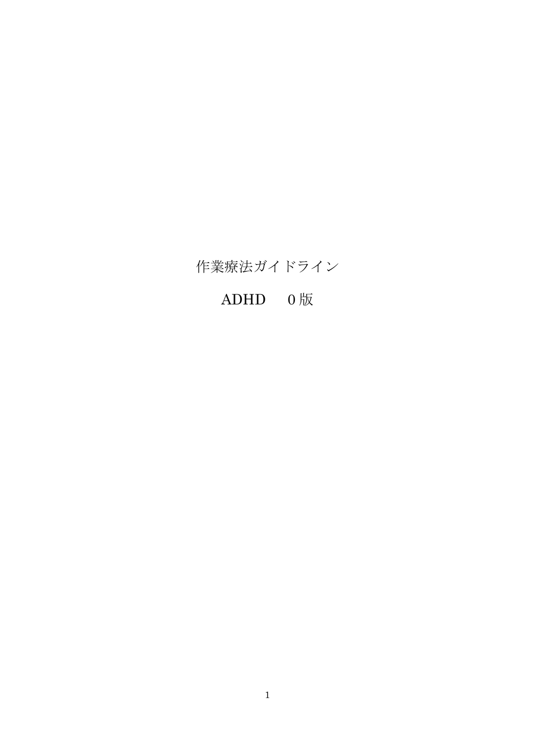# 作業療法ガイドライン

## ADHD　0版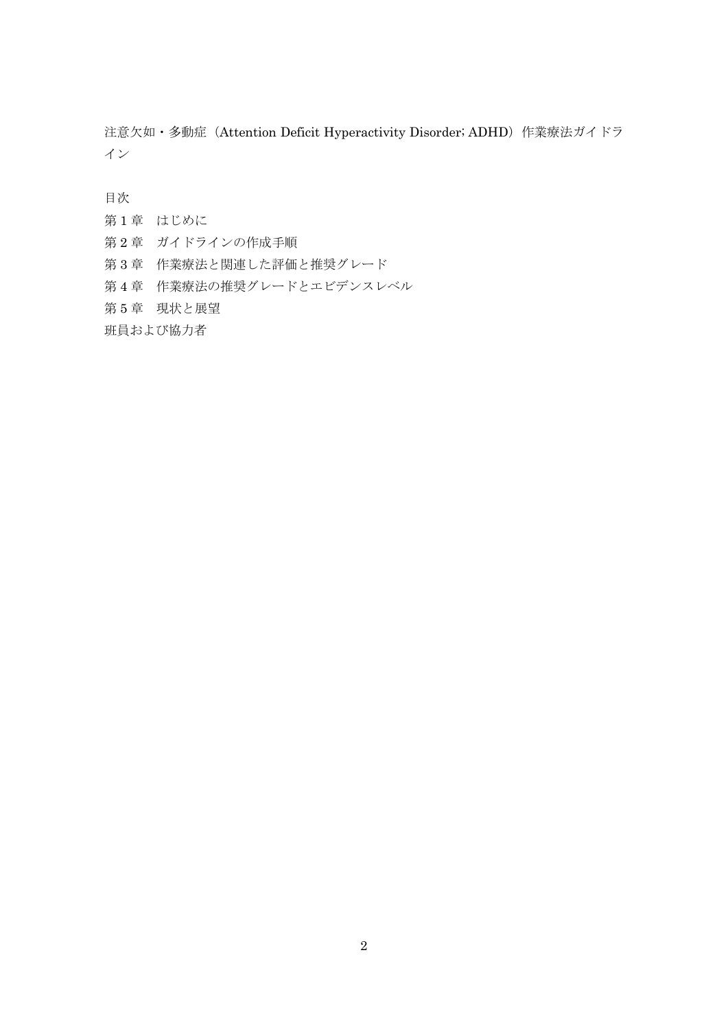# 注意欠如・多動症（Attention Deficit Hyperactivity Disorder; ADHD）作業療法ガイドライン

## 目次

第 1 章　はじめに

第 2 章　ガイドラインの作成手順

第 3 章　作業療法と関連した評価と推奨グレード

第 4 章　作業療法の推奨グレードとエビデンスレベル

第 5 章　現状と展望

班員および協力者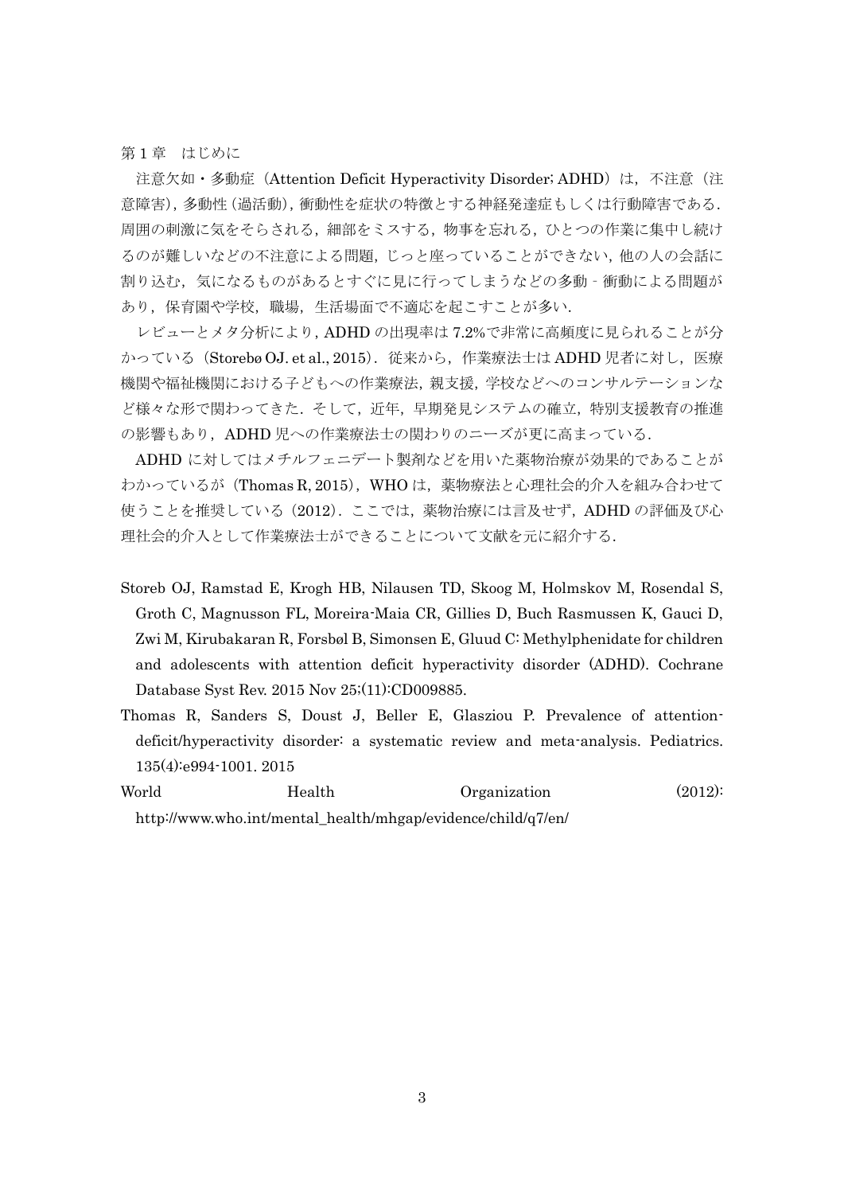## 第 1 章　はじめに

注意欠如・多動症（Attention Deficit Hyperactivity Disorder; ADHD）は，不注意（注意障害），多動性（過活動），衝動性を症状の特徴とする神経発達症もしくは行動障害である．周囲の刺激に気をそらされる，細部をミスする，物事を忘れる，ひとつの作業に集中し続けるのが難しいなどの不注意による問題，じっと座っていることができない，他の人の会話に割り込む，気になるものがあるとすぐに見に行ってしまうなどの多動 - 衝動による問題があり，保育園や学校，職場，生活場面で不適応を起こすことが多い．

レビューとメタ分析により，ADHD の出現率は 7.2%で非常に高頻度に見られることが分かっている（Storebø OJ. et al., 2015）．従来から，作業療法士は ADHD 児者に対し，医療機関や福祉機関における子どもへの作業療法，親支援，学校などへのコンサルテーションなど様々な形で関わってきた．そして，近年，早期発見システムの確立，特別支援教育の推進の影響もあり，ADHD 児への作業療法士の関わりのニーズが更に高まっている．

ADHD に対してはメチルフェニデート製剤などを用いた薬物治療が効果的であることがわかっているが（Thomas R, 2015），WHO は，薬物療法と心理社会的介入を組み合わせて使うことを推奨している（2012）．ここでは，薬物治療には言及せず，ADHD の評価及び心理社会的介入として作業療法士ができることについて文献を元に紹介する．

Storeb OJ, Ramstad E, Krogh HB, Nilausen TD, Skoog M, Holmskov M, Rosendal S, Groth C, Magnusson FL, Moreira-Maia CR, Gillies D, Buch Rasmussen K, Gauci D, Zwi M, Kirubakaran R, Forsbøl B, Simonsen E, Gluud C: Methylphenidate for children and adolescents with attention deficit hyperactivity disorder (ADHD). Cochrane Database Syst Rev. 2015 Nov 25;(11):CD009885.

Thomas R, Sanders S, Doust J, Beller E, Glasziou P. Prevalence of attention-deficit/hyperactivity disorder: a systematic review and meta-analysis. Pediatrics. 135(4):e994-1001. 2015

World Health Organization (2012): http://www.who.int/mental_health/mhgap/evidence/child/q7/en/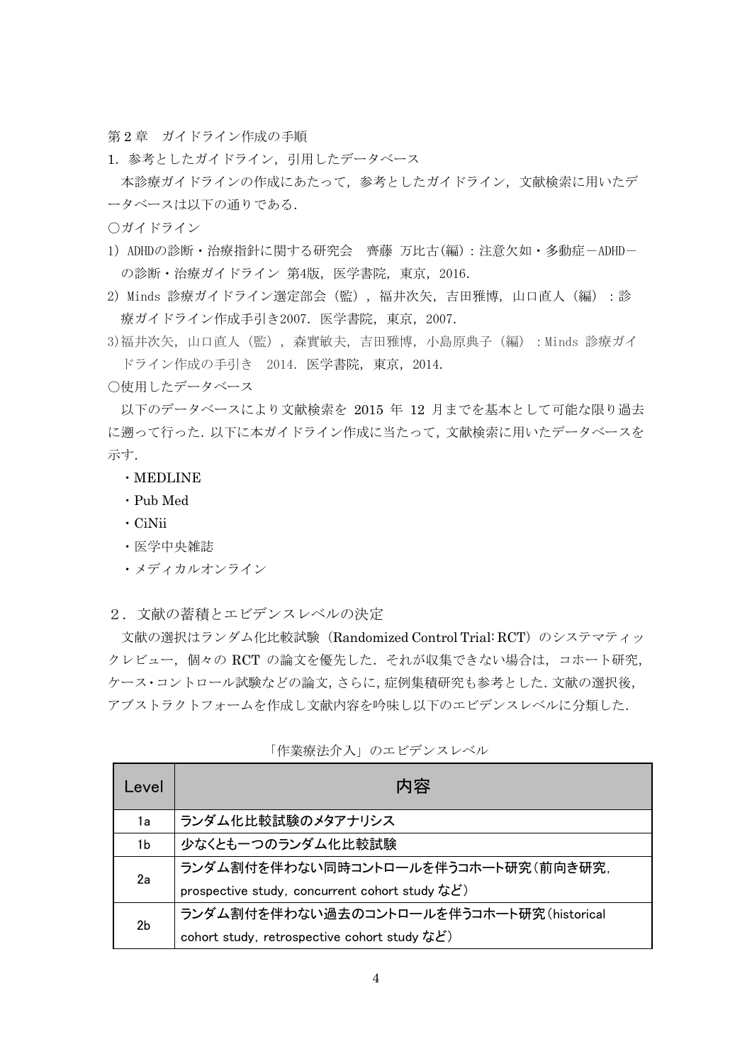## 第2章　ガイドライン作成の手順

### 1. 参考としたガイドライン，引用したデータベース

本診療ガイドラインの作成にあたって，参考としたガイドライン，文献検索に用いたデータベースは以下の通りである.

○ガイドライン

1) ADHDの診断・治療指針に関する研究会　齊藤 万比古(編)：注意欠如・多動症－ADHD－の診断・治療ガイドライン 第4版, 医学書院, 東京, 2016.
2) Minds 診療ガイドライン選定部会 (監), 福井次矢, 吉田雅博, 山口直人 (編) ：診療ガイドライン作成手引き2007. 医学書院, 東京, 2007.
3)福井次矢, 山口直人 (監) , 森實敏夫, 吉田雅博, 小島原典子 (編) ：Minds 診療ガイドライン作成の手引き　2014. 医学書院, 東京, 2014.

○使用したデータベース

以下のデータベースにより文献検索を 2015 年 12 月までを基本として可能な限り過去に遡って行った. 以下に本ガイドライン作成に当たって，文献検索に用いたデータベースを示す.

- MEDLINE
- Pub Med
- CiNii
- 医学中央雑誌
- メディカルオンライン

### ２. 文献の蓄積とエビデンスレベルの決定

文献の選択はランダム化比較試験（Randomized Control Trial: RCT）のシステマティックレビュー，個々の RCT の論文を優先した. それが収集できない場合は，コホート研究, ケース・コントロール試験などの論文, さらに, 症例集積研究も参考とした. 文献の選択後, アブストラクトフォームを作成し文献内容を吟味し以下のエビデンスレベルに分類した.

「作業療法介入」のエビデンスレベル

| Level | 内容 |
|---|---|
| 1a | ランダム化比較試験のメタアナリシス |
| 1b | 少なくとも一つのランダム化比較試験 |
| 2a | ランダム割付を伴わない同時コントロールを伴うコホート研究（前向き研究, prospective study, concurrent cohort study など） |
| 2b | ランダム割付を伴わない過去のコントロールを伴うコホート研究（historical cohort study, retrospective cohort study など） |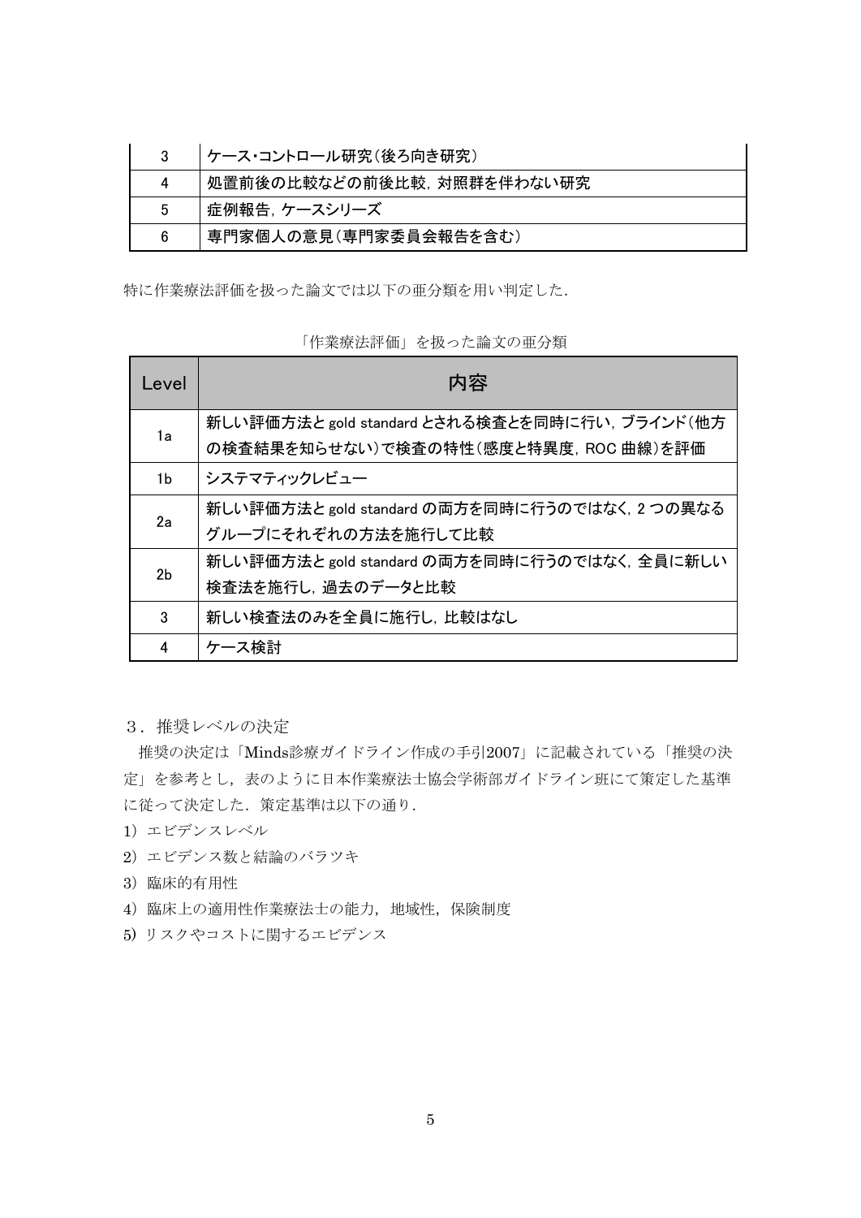| 3 | ケース･コントロール研究（後ろ向き研究） |
|---|---|
| 4 | 処置前後の比較などの前後比較，対照群を伴わない研究 |
| 5 | 症例報告，ケースシリーズ |
| 6 | 専門家個人の意見（専門家委員会報告を含む） |

特に作業療法評価を扱った論文では以下の亜分類を用い判定した．

「作業療法評価」を扱った論文の亜分類

| Level | 内容 |
|---|---|
| 1a | 新しい評価方法と gold standard とされる検査とを同時に行い，ブラインド（他方の検査結果を知らせない）で検査の特性（感度と特異度，ROC 曲線）を評価 |
| 1b | システマティックレビュー |
| 2a | 新しい評価方法と gold standard の両方を同時に行うのではなく，2 つの異なるグループにそれぞれの方法を施行して比較 |
| 2b | 新しい評価方法と gold standard の両方を同時に行うのではなく，全員に新しい検査法を施行し，過去のデータと比較 |
| 3 | 新しい検査法のみを全員に施行し，比較はなし |
| 4 | ケース検討 |

３．推奨レベルの決定

推奨の決定は「Minds診療ガイドライン作成の手引2007」に記載されている「推奨の決定」を参考とし，表のように日本作業療法士協会学術部ガイドライン班にて策定した基準に従って決定した．策定基準は以下の通り．

1) エビデンスレベル
2) エビデンス数と結論のバラツキ
3) 臨床的有用性
4) 臨床上の適用性作業療法士の能力，地域性，保険制度
5) リスクやコストに関するエビデンス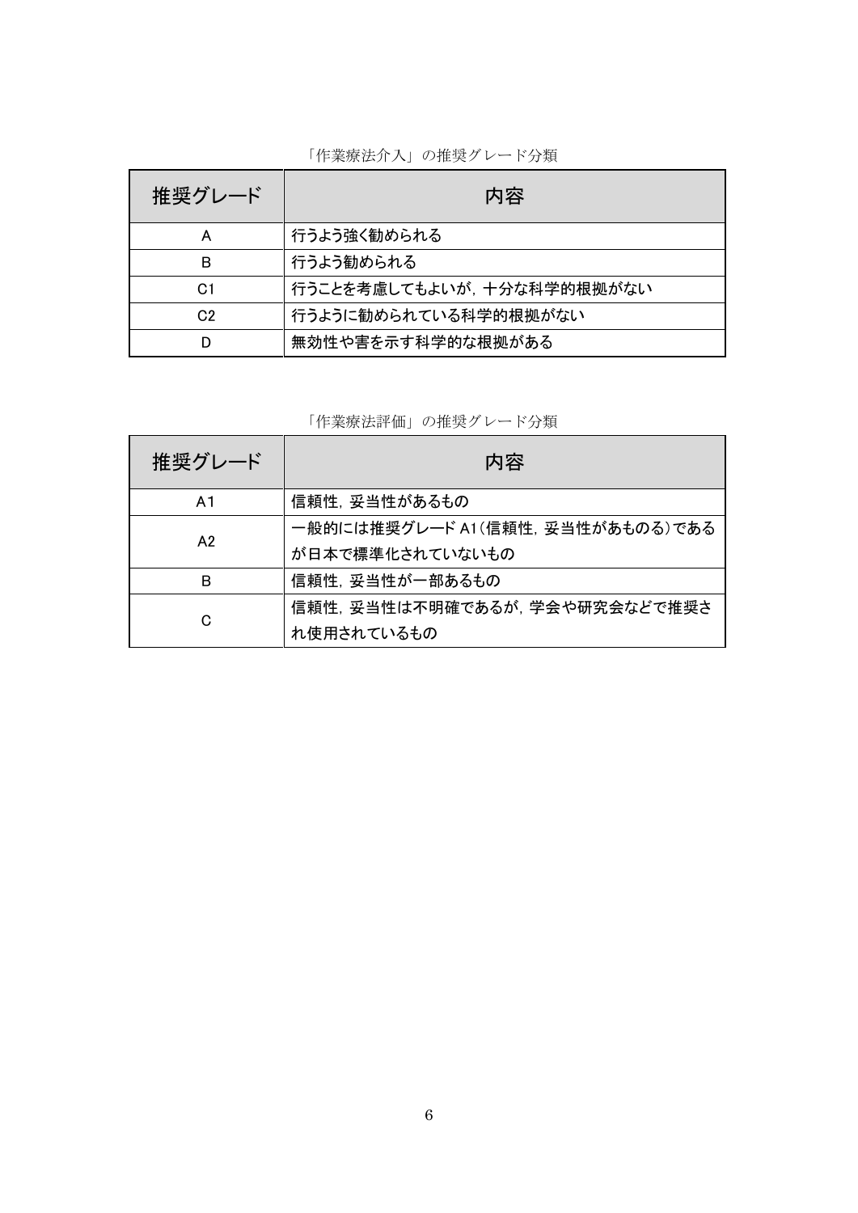「作業療法介入」の推奨グレード分類

| 推奨グレード | 内容 |
|---|---|
| A | 行うよう強く勧められる |
| B | 行うよう勧められる |
| C1 | 行うことを考慮してもよいが，十分な科学的根拠がない |
| C2 | 行うように勧められている科学的根拠がない |
| D | 無効性や害を示す科学的な根拠がある |

「作業療法評価」の推奨グレード分類

| 推奨グレード | 内容 |
|---|---|
| A1 | 信頼性，妥当性があるもの |
| A2 | 一般的には推奨グレード A1(信頼性，妥当性があものる)であるが日本で標準化されていないもの |
| B | 信頼性，妥当性が一部あるもの |
| C | 信頼性，妥当性は不明確であるが，学会や研究会などで推奨され使用されているもの |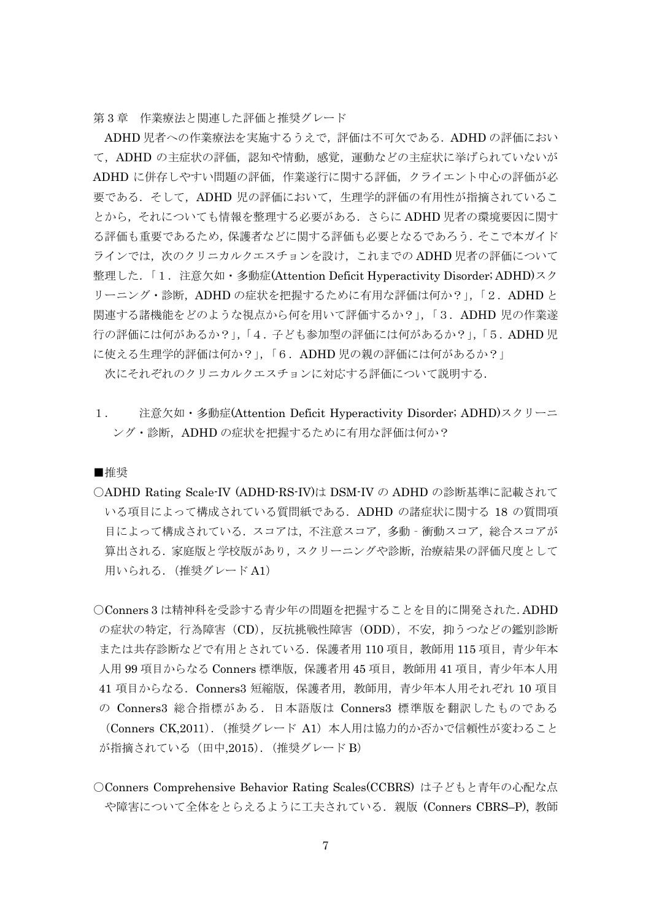## 第3章　作業療法と関連した評価と推奨グレード

ADHD 児者への作業療法を実施するうえで，評価は不可欠である．ADHD の評価において，ADHD の主症状の評価，認知や情動，感覚，運動などの主症状に挙げられていないが ADHD に併存しやすい問題の評価，作業遂行に関する評価，クライエント中心の評価が必要である．そして，ADHD 児の評価において，生理学的評価の有用性が指摘されていることから，それについても情報を整理する必要がある．さらに ADHD 児者の環境要因に関する評価も重要であるため，保護者などに関する評価も必要となるであろう．そこで本ガイドラインでは，次のクリニカルクエスチョンを設け，これまでの ADHD 児者の評価について整理した．「１．注意欠如・多動症(Attention Deficit Hyperactivity Disorder; ADHD)スクリーニング・診断，ADHD の症状を把握するために有用な評価は何か？」，「２．ADHD と関連する諸機能をどのような視点から何を用いて評価するか？」，「３．ADHD 児の作業遂行の評価には何があるか？」，「４．子ども参加型の評価には何があるか？」，「５．ADHD 児に使える生理学的評価は何か？」，「６．ADHD 児の親の評価には何があるか？」

次にそれぞれのクリニカルクエスチョンに対応する評価について説明する．

### １．　注意欠如・多動症(Attention Deficit Hyperactivity Disorder; ADHD)スクリーニング・診断，ADHD の症状を把握するために有用な評価は何か？

■推奨

○ADHD Rating Scale-IV (ADHD-RS-IV)は DSM-IV の ADHD の診断基準に記載されている項目によって構成されている質問紙である．ADHD の諸症状に関する 18 の質問項目によって構成されている．スコアは，不注意スコア，多動 - 衝動スコア，総合スコアが算出される．家庭版と学校版があり，スクリーニングや診断，治療結果の評価尺度として用いられる．（推奨グレード A1）

○Conners 3 は精神科を受診する青少年の問題を把握することを目的に開発された. ADHD の症状の特定，行為障害（CD），反抗挑戦性障害（ODD），不安，抑うつなどの鑑別診断または共存診断などで有用とされている．保護者用 110 項目，教師用 115 項目，青少年本人用 99 項目からなる Conners 標準版，保護者用 45 項目，教師用 41 項目，青少年本人用 41 項目からなる．Conners3 短縮版，保護者用，教師用，青少年本人用それぞれ 10 項目の Conners3 総合指標がある．日本語版は Conners3 標準版を翻訳したものである（Conners CK,2011）.（推奨グレード A1）本人用は協力的か否かで信頼性が変わることが指摘されている（田中,2015）.（推奨グレード B）

○Conners Comprehensive Behavior Rating Scales(CCBRS) は子どもと青年の心配な点や障害について全体をとらえるように工夫されている．親版 (Conners CBRS–P), 教師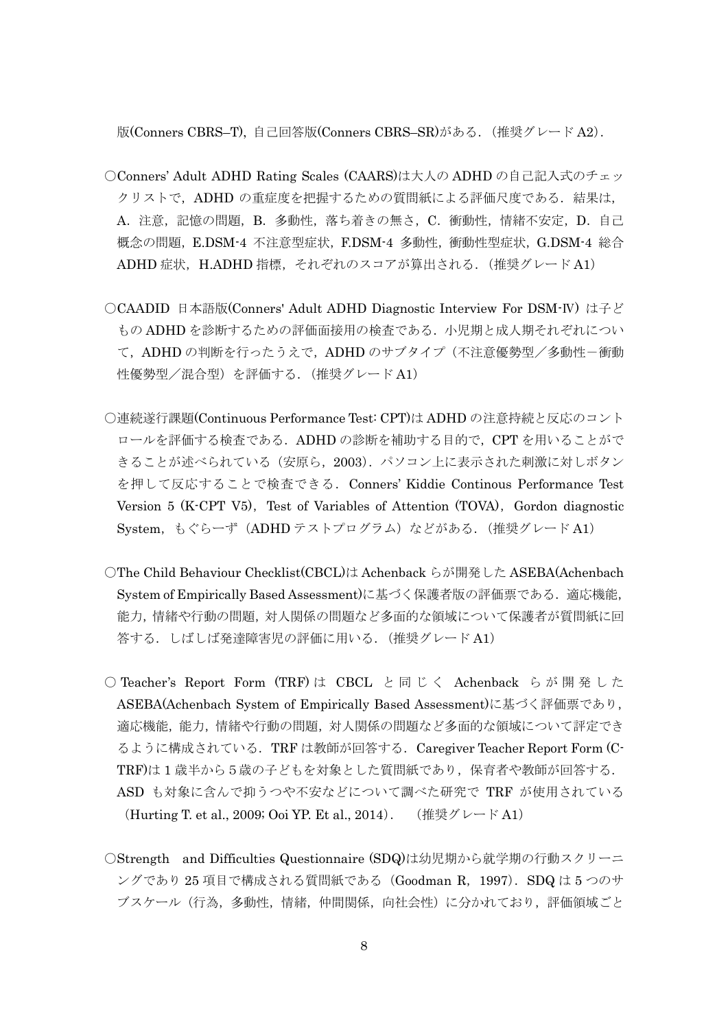版(Conners CBRS–T)，自己回答版(Conners CBRS–SR)がある．（推奨グレード A2）．

○Conners' Adult ADHD Rating Scales (CAARS)は大人の ADHD の自己記入式のチェックリストで，ADHD の重症度を把握するための質問紙による評価尺度である．結果は，A．注意，記憶の問題，B．多動性，落ち着きの無さ，C．衝動性，情緒不安定，D．自己概念の問題，E.DSM-4 不注意型症状，F.DSM-4 多動性，衝動性型症状，G.DSM-4 総合 ADHD 症状，H.ADHD 指標，それぞれのスコアが算出される．（推奨グレード A1）

○CAADID 日本語版(Conners' Adult ADHD Diagnostic Interview For DSM-Ⅳ) は子どもの ADHD を診断するための評価面接用の検査である．小児期と成人期それぞれについて，ADHD の判断を行ったうえで，ADHD のサブタイプ（不注意優勢型／多動性－衝動性優勢型／混合型）を評価する．（推奨グレード A1）

○連続遂行課題(Continuous Performance Test: CPT)は ADHD の注意持続と反応のコントロールを評価する検査である．ADHD の診断を補助する目的で，CPT を用いることができることが述べられている（安原ら，2003）．パソコン上に表示された刺激に対しボタンを押して反応することで検査できる．Conners' Kiddie Continous Performance Test Version 5 (K-CPT V5)，Test of Variables of Attention (TOVA)，Gordon diagnostic System，もぐらーず（ADHD テストプログラム）などがある．（推奨グレード A1）

○The Child Behaviour Checklist(CBCL)は Achenback らが開発した ASEBA(Achenbach System of Empirically Based Assessment)に基づく保護者版の評価票である．適応機能，能力，情緒や行動の問題，対人関係の問題など多面的な領域について保護者が質問紙に回答する．しばしば発達障害児の評価に用いる．（推奨グレード A1）

○ Teacher's Report Form (TRF) は CBCL と同じく Achenback らが開発した ASEBA(Achenbach System of Empirically Based Assessment)に基づく評価票であり，適応機能，能力，情緒や行動の問題，対人関係の問題など多面的な領域について評定できるように構成されている．TRF は教師が回答する．Caregiver Teacher Report Form (C-TRF)は 1 歳半から 5 歳の子どもを対象とした質問紙であり，保育者や教師が回答する．ASD も対象に含んで抑うつや不安などについて調べた研究で TRF が使用されている（Hurting T. et al., 2009; Ooi YP. Et al., 2014）． （推奨グレード A1）

○Strength and Difficulties Questionnaire (SDQ)は幼児期から就学期の行動スクリーニングであり 25 項目で構成される質問紙である（Goodman R，1997）．SDQ は 5 つのサブスケール（行為，多動性，情緒，仲間関係，向社会性）に分かれており，評価領域ごと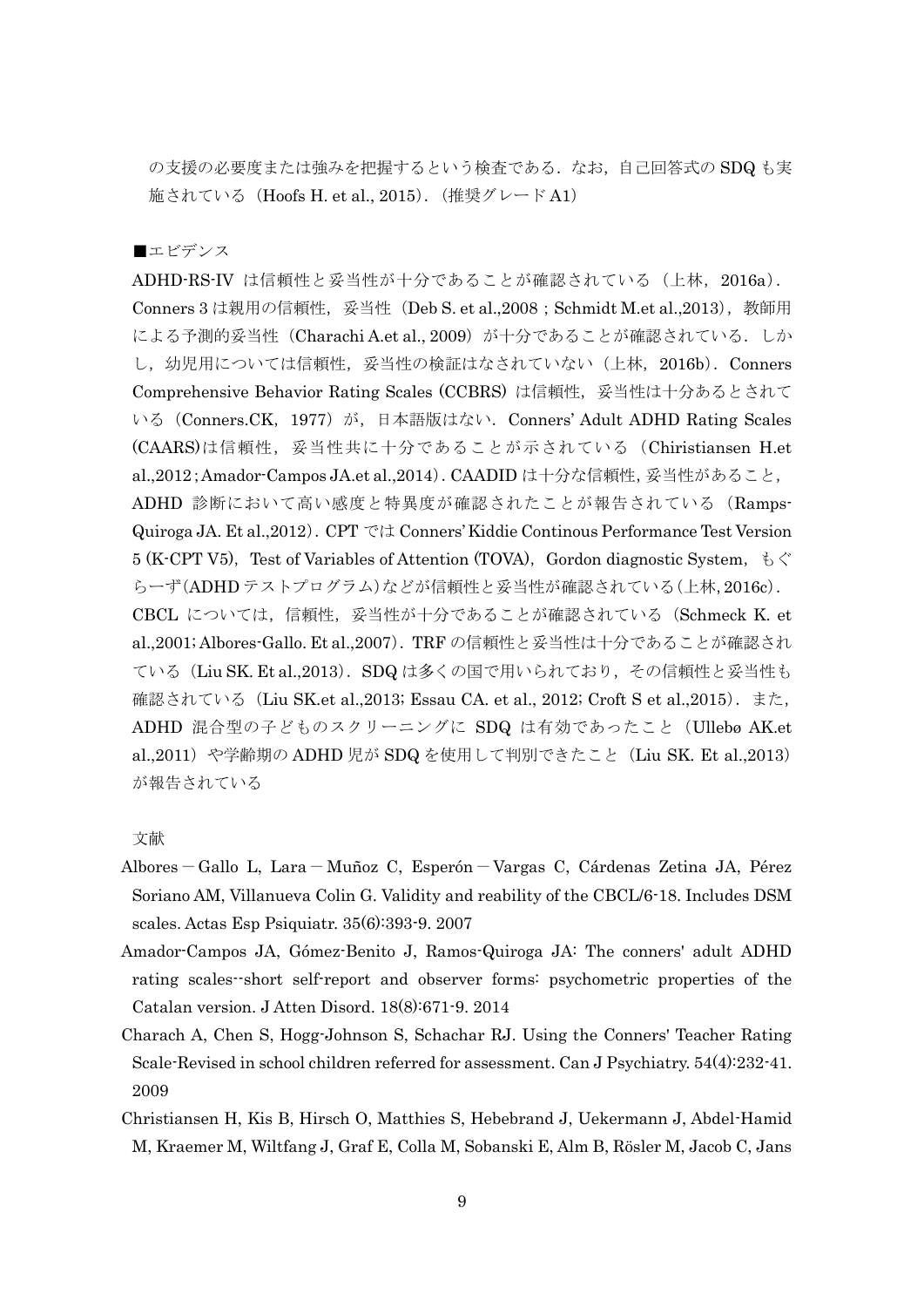の支援の必要度または強みを把握するという検査である．なお，自己回答式の SDQ も実施されている（Hoofs H. et al., 2015）.（推奨グレード A1）

■エビデンス

ADHD-RS-IV は信頼性と妥当性が十分であることが確認されている（上林，2016a）．Conners 3 は親用の信頼性，妥当性（Deb S. et al.,2008；Schmidt M.et al.,2013），教師用による予測的妥当性（Charachi A.et al., 2009）が十分であることが確認されている．しかし，幼児用については信頼性，妥当性の検証はなされていない（上林，2016b）．Conners Comprehensive Behavior Rating Scales (CCBRS) は信頼性，妥当性は十分あるとされている（Conners.CK，1977）が，日本語版はない．Conners' Adult ADHD Rating Scales (CAARS)は信頼性，妥当性共に十分であることが示されている（Chiristiansen H.et al.,2012；Amador-Campos JA.et al.,2014）. CAADID は十分な信頼性, 妥当性があること，ADHD 診断において高い感度と特異度が確認されたことが報告されている（Ramps-Quiroga JA. Et al.,2012）．CPT では Conners' Kiddie Continous Performance Test Version 5 (K-CPT V5)，Test of Variables of Attention (TOVA)，Gordon diagnostic System，もぐらーず(ADHD テストプログラム)などが信頼性と妥当性が確認されている（上林, 2016c）．CBCL については，信頼性，妥当性が十分であることが確認されている（Schmeck K. et al.,2001; Albores-Gallo. Et al.,2007）．TRF の信頼性と妥当性は十分であることが確認されている（Liu SK. Et al.,2013）．SDQ は多くの国で用いられており，その信頼性と妥当性も確認されている（Liu SK.et al.,2013; Essau CA. et al., 2012; Croft S et al.,2015）．また，ADHD 混合型の子どものスクリーニングに SDQ は有効であったこと（Ullebø AK.et al.,2011）や学齢期の ADHD 児が SDQ を使用して判別できたこと（Liu SK. Et al.,2013）が報告されている

文献

Albores－Gallo L, Lara－Muñoz C, Esperón－Vargas C, Cárdenas Zetina JA, Pérez Soriano AM, Villanueva Colin G. Validity and reability of the CBCL/6-18. Includes DSM scales. Actas Esp Psiquiatr. 35(6):393-9. 2007

Amador-Campos JA, Gómez-Benito J, Ramos-Quiroga JA: The conners' adult ADHD rating scales--short self-report and observer forms: psychometric properties of the Catalan version. J Atten Disord. 18(8):671-9. 2014

Charach A, Chen S, Hogg-Johnson S, Schachar RJ. Using the Conners' Teacher Rating Scale-Revised in school children referred for assessment. Can J Psychiatry. 54(4):232-41. 2009

Christiansen H, Kis B, Hirsch O, Matthies S, Hebebrand J, Uekermann J, Abdel-Hamid M, Kraemer M, Wiltfang J, Graf E, Colla M, Sobanski E, Alm B, Rösler M, Jacob C, Jans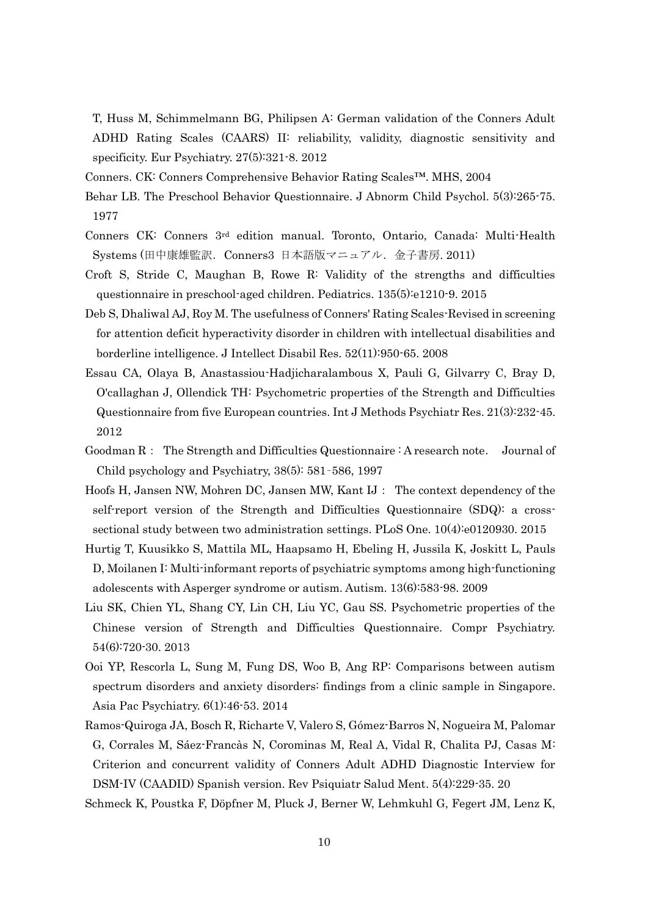T, Huss M, Schimmelmann BG, Philipsen A: German validation of the Conners Adult ADHD Rating Scales (CAARS) II: reliability, validity, diagnostic sensitivity and specificity. Eur Psychiatry. 27(5):321-8. 2012

Conners. CK: Conners Comprehensive Behavior Rating Scales™. MHS, 2004

Behar LB. The Preschool Behavior Questionnaire. J Abnorm Child Psychol. 5(3):265-75. 1977

Conners CK: Conners 3rd edition manual. Toronto, Ontario, Canada: Multi-Health Systems (田中康雄監訳. Conners3 日本語版マニュアル. 金子書房. 2011)

Croft S, Stride C, Maughan B, Rowe R: Validity of the strengths and difficulties questionnaire in preschool-aged children. Pediatrics. 135(5):e1210-9. 2015

Deb S, Dhaliwal AJ, Roy M. The usefulness of Conners' Rating Scales-Revised in screening for attention deficit hyperactivity disorder in children with intellectual disabilities and borderline intelligence. J Intellect Disabil Res. 52(11):950-65. 2008

Essau CA, Olaya B, Anastassiou-Hadjicharalambous X, Pauli G, Gilvarry C, Bray D, O'callaghan J, Ollendick TH: Psychometric properties of the Strength and Difficulties Questionnaire from five European countries. Int J Methods Psychiatr Res. 21(3):232-45. 2012

Goodman R： The Strength and Difficulties Questionnaire : A research note. Journal of Child psychology and Psychiatry, 38(5): 581‐586, 1997

Hoofs H, Jansen NW, Mohren DC, Jansen MW, Kant IJ： The context dependency of the self-report version of the Strength and Difficulties Questionnaire (SDQ): a cross-sectional study between two administration settings. PLoS One. 10(4):e0120930. 2015

Hurtig T, Kuusikko S, Mattila ML, Haapsamo H, Ebeling H, Jussila K, Joskitt L, Pauls D, Moilanen I: Multi-informant reports of psychiatric symptoms among high-functioning adolescents with Asperger syndrome or autism. Autism. 13(6):583-98. 2009

Liu SK, Chien YL, Shang CY, Lin CH, Liu YC, Gau SS. Psychometric properties of the Chinese version of Strength and Difficulties Questionnaire. Compr Psychiatry. 54(6):720-30. 2013

Ooi YP, Rescorla L, Sung M, Fung DS, Woo B, Ang RP: Comparisons between autism spectrum disorders and anxiety disorders: findings from a clinic sample in Singapore. Asia Pac Psychiatry. 6(1):46-53. 2014

Ramos-Quiroga JA, Bosch R, Richarte V, Valero S, Gómez-Barros N, Nogueira M, Palomar G, Corrales M, Sáez-Francàs N, Corominas M, Real A, Vidal R, Chalita PJ, Casas M: Criterion and concurrent validity of Conners Adult ADHD Diagnostic Interview for DSM-IV (CAADID) Spanish version. Rev Psiquiatr Salud Ment. 5(4):229-35. 20

Schmeck K, Poustka F, Döpfner M, Pluck J, Berner W, Lehmkuhl G, Fegert JM, Lenz K,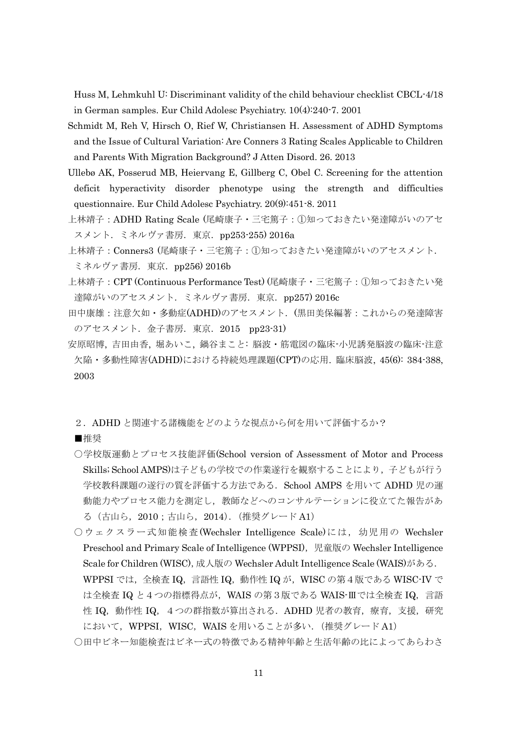Huss M, Lehmkuhl U: Discriminant validity of the child behaviour checklist CBCL-4/18 in German samples. Eur Child Adolesc Psychiatry. 10(4):240-7. 2001

Schmidt M, Reh V, Hirsch O, Rief W, Christiansen H. Assessment of ADHD Symptoms and the Issue of Cultural Variation: Are Conners 3 Rating Scales Applicable to Children and Parents With Migration Background? J Atten Disord. 26. 2013

Ullebø AK, Posserud MB, Heiervang E, Gillberg C, Obel C. Screening for the attention deficit hyperactivity disorder phenotype using the strength and difficulties questionnaire. Eur Child Adolesc Psychiatry. 20(9):451-8. 2011

上林靖子：ADHD Rating Scale (尾崎康子・三宅篤子：①知っておきたい発達障がいのアセスメント．ミネルヴァ書房．東京．pp253-255) 2016a

上林靖子：Conners3 (尾崎康子・三宅篤子：①知っておきたい発達障がいのアセスメント．ミネルヴァ書房．東京．pp256) 2016b

上林靖子：CPT (Continuous Performance Test) (尾崎康子・三宅篤子：①知っておきたい発達障がいのアセスメント．ミネルヴァ書房．東京．pp257) 2016c

田中康雄：注意欠如・多動症(ADHD)のアセスメント．(黒田美保編著：これからの発達障害のアセスメント．金子書房．東京．2015　pp23-31)

安原昭博，吉田由香，堀あいこ，鍋谷まこと：脳波・筋電図の臨床-小児誘発脳波の臨床-注意欠陥・多動性障害(ADHD)における持続処理課題(CPT)の応用．臨床脳波，45(6)：384-388, 2003

## ２．ADHD と関連する諸機能をどのような視点から何を用いて評価するか？

■推奨

○学校版運動とプロセス技能評価(School version of Assessment of Motor and Process Skills; School AMPS)は子どもの学校での作業遂行を観察することにより，子どもが行う学校教科課題の遂行の質を評価する方法である．School AMPS を用いて ADHD 児の運動能力やプロセス能力を測定し，教師などへのコンサルテーションに役立てた報告がある（古山ら，2010；古山ら，2014）．(推奨グレード A1)

○ウェクスラー式知能検査(Wechsler Intelligence Scale)には，幼児用の Wechsler Preschool and Primary Scale of Intelligence (WPPSI)，児童版の Wechsler Intelligence Scale for Children (WISC), 成人版の Wechsler Adult Intelligence Scale (WAIS)がある．WPPSI では，全検査 IQ，言語性 IQ，動作性 IQ が，WISC の第４版である WISC-IV では全検査 IQ と４つの指標得点が，WAIS の第３版である WAIS-Ⅲでは全検査 IQ，言語性 IQ，動作性 IQ，４つの群指数が算出される．ADHD 児者の教育，療育，支援，研究において，WPPSI，WISC，WAIS を用いることが多い．(推奨グレード A1)

○田中ビネー知能検査はビネー式の特徴である精神年齢と生活年齢の比によってあらわさ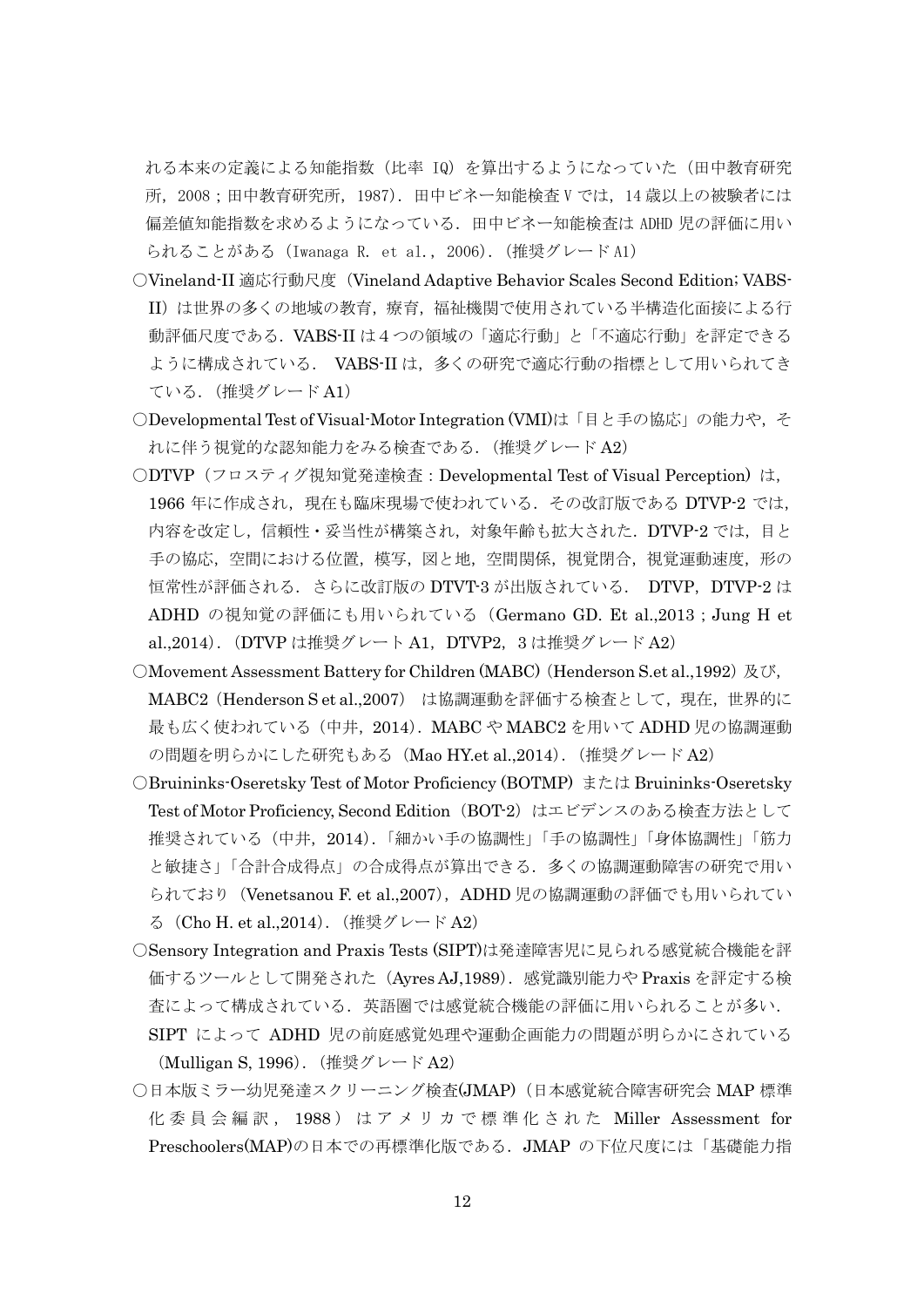れる本来の定義による知能指数（比率 IQ）を算出するようになっていた（田中教育研究所，2008；田中教育研究所，1987）．田中ビネー知能検査Ⅴでは，14 歳以上の被験者には偏差値知能指数を求めるようになっている．田中ビネー知能検査は ADHD 児の評価に用いられることがある（Iwanaga R. et al., 2006）．（推奨グレード A1）

○Vineland-II 適応行動尺度（Vineland Adaptive Behavior Scales Second Edition; VABS-II）は世界の多くの地域の教育，療育，福祉機関で使用されている半構造化面接による行動評価尺度である．VABS-II は 4 つの領域の「適応行動」と「不適応行動」を評定できるように構成されている． VABS-II は，多くの研究で適応行動の指標として用いられてきている．（推奨グレード A1）

○Developmental Test of Visual-Motor Integration (VMI)は「目と手の協応」の能力や，それに伴う視覚的な認知能力をみる検査である．（推奨グレード A2）

○DTVP（フロスティグ視知覚発達検査：Developmental Test of Visual Perception）は，1966 年に作成され，現在も臨床現場で使われている．その改訂版である DTVP-2 では，内容を改定し，信頼性・妥当性が構築され，対象年齢も拡大された．DTVP-2 では，目と手の協応，空間における位置，模写，図と地，空間関係，視覚閉合，視覚運動速度，形の恒常性が評価される．さらに改訂版の DTVT-3 が出版されている． DTVP，DTVP-2 は ADHD の視知覚の評価にも用いられている（Germano GD. Et al.,2013；Jung H et al.,2014）．（DTVP は推奨グレート A1，DTVP2，3 は推奨グレード A2）

○Movement Assessment Battery for Children (MABC)（Henderson S.et al.,1992）及び，MABC2（Henderson S et al.,2007） は協調運動を評価する検査として，現在，世界的に最も広く使われている（中井，2014）．MABC や MABC2 を用いて ADHD 児の協調運動の問題を明らかにした研究もある（Mao HY.et al.,2014）．（推奨グレード A2）

○Bruininks-Oseretsky Test of Motor Proficiency (BOTMP) または Bruininks-Oseretsky Test of Motor Proficiency, Second Edition（BOT-2）はエビデンスのある検査方法として推奨されている（中井，2014）．「細かい手の協調性」「手の協調性」「身体協調性」「筋力と敏捷さ」「合計合成得点」の合成得点が算出できる．多くの協調運動障害の研究で用いられており（Venetsanou F. et al.,2007），ADHD 児の協調運動の評価でも用いられている（Cho H. et al.,2014）．（推奨グレード A2）

○Sensory Integration and Praxis Tests (SIPT)は発達障害児に見られる感覚統合機能を評価するツールとして開発された（Ayres AJ,1989）．感覚識別能力や Praxis を評定する検査によって構成されている．英語圏では感覚統合機能の評価に用いられることが多い．SIPT によって ADHD 児の前庭感覚処理や運動企画能力の問題が明らかにされている（Mulligan S, 1996）．（推奨グレード A2）

○日本版ミラー幼児発達スクリーニング検査(JMAP)（日本感覚統合障害研究会 MAP 標準化委員会編訳，1988）はアメリカで標準化された Miller Assessment for Preschoolers(MAP)の日本での再標準化版である．JMAP の下位尺度には「基礎能力指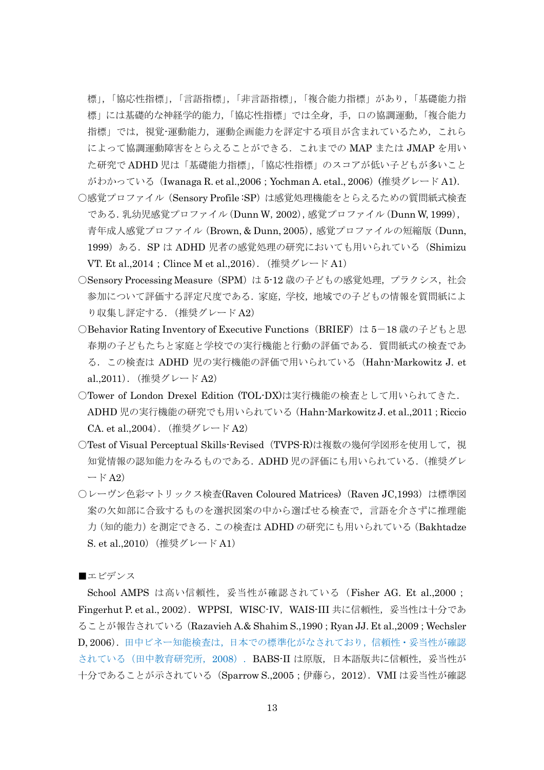標」,「協応性指標」,「言語指標」,「非言語指標」,「複合能力指標」があり,「基礎能力指標」には基礎的な神経学的能力,「協応性指標」では全身,手,口の協調運動,「複合能力指標」では,視覚-運動能力,運動企画能力を評定する項目が含まれているため,これらによって協調運動障害をとらえることができる.これまでの MAP または JMAP を用いた研究で ADHD 児は「基礎能力指標」,「協応性指標」のスコアが低い子どもが多いことがわかっている(Iwanaga R. et al.,2006 ; Yochman A. etal., 2006)(推奨グレード A1).

○感覚プロファイル(Sensory Profile :SP)は感覚処理機能をとらえるための質問紙式検査である. 乳幼児感覚プロファイル (Dunn W, 2002), 感覚プロファイル (Dunn W, 1999), 青年成人感覚プロファイル (Brown, & Dunn, 2005), 感覚プロファイルの短縮版 (Dunn, 1999) ある. SP は ADHD 児者の感覚処理の研究においても用いられている (Shimizu VT. Et al.,2014 ; Clince M et al.,2016). (推奨グレード A1)

○Sensory Processing Measure (SPM) は 5-12 歳の子どもの感覚処理,プラクシス,社会参加について評価する評定尺度である.家庭,学校,地域での子どもの情報を質問紙により収集し評定する.(推奨グレード A2)

○Behavior Rating Inventory of Executive Functions (BRIEF) は 5−18 歳の子どもと思春期の子どもたちと家庭と学校での実行機能と行動の評価である. 質問紙式の検査である. この検査は ADHD 児の実行機能の評価で用いられている (Hahn-Markowitz J. et al.,2011). (推奨グレード A2)

○Tower of London Drexel Edition (TOL-DX)は実行機能の検査として用いられてきた. ADHD 児の実行機能の研究でも用いられている (Hahn-Markowitz J. et al.,2011 ; Riccio CA. et al.,2004). (推奨グレード A2)

○Test of Visual Perceptual Skills-Revised (TVPS-R)は複数の幾何学図形を使用して,視知覚情報の認知能力をみるものである. ADHD 児の評価にも用いられている. (推奨グレード A2)

○レーヴン色彩マトリックス検査(Raven Coloured Matrices) (Raven JC,1993) は標準図案の欠如部に合致するものを選択図案の中から選ばせる検査で,言語を介さずに推理能力 (知的能力) を測定できる. この検査は ADHD の研究にも用いられている (Bakhtadze S. et al.,2010) (推奨グレード A1)

■エビデンス

School AMPS は高い信頼性,妥当性が確認されている (Fisher AG. Et al.,2000 ; Fingerhut P. et al., 2002). WPPSI, WISC-IV, WAIS-III 共に信頼性,妥当性は十分であることが報告されている (Razavieh A.& Shahim S.,1990 ; Ryan JJ. Et al.,2009 ; Wechsler D, 2006). 田中ビネー知能検査は,日本での標準化がなされており,信頼性・妥当性が確認されている (田中教育研究所, 2008) . BABS-II は原版,日本語版共に信頼性,妥当性が十分であることが示されている (Sparrow S.,2005 ; 伊藤ら, 2012). VMI は妥当性が確認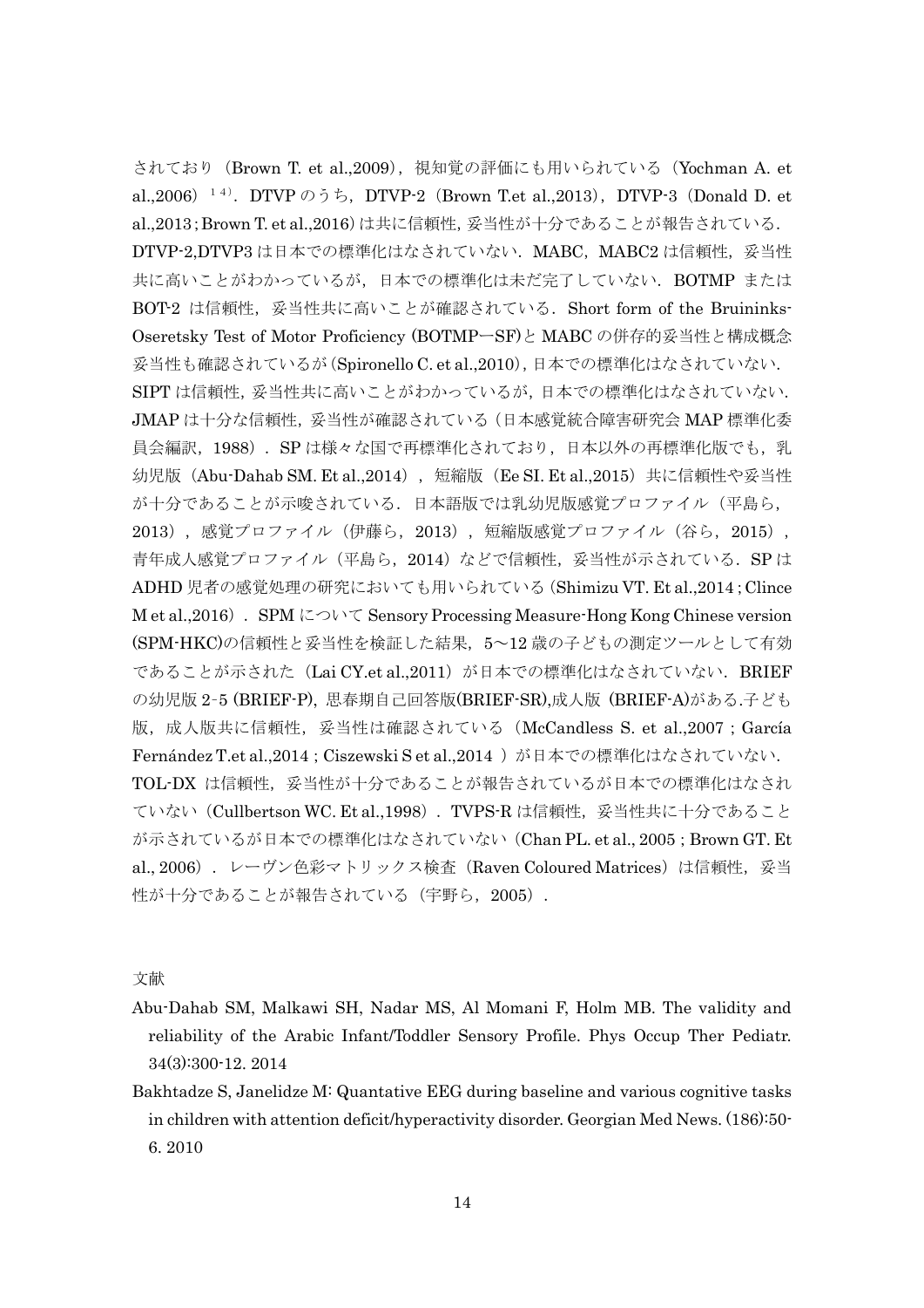されており（Brown T. et al.,2009），視知覚の評価にも用いられている（Yochman A. et al.,2006）[14]．DTVP のうち，DTVP-2（Brown T.et al.,2013），DTVP-3（Donald D. et al.,2013；Brown T. et al.,2016）は共に信頼性，妥当性が十分であることが報告されている．DTVP-2,DTVP3 は日本での標準化はなされていない．MABC，MABC2 は信頼性，妥当性共に高いことがわかっているが，日本での標準化は未だ完了していない．BOTMP または BOT-2 は信頼性，妥当性共に高いことが確認されている．Short form of the Bruininks-Oseretsky Test of Motor Proficiency (BOTMP―SF)と MABC の併存的妥当性と構成概念妥当性も確認されているが（Spironello C. et al.,2010），日本での標準化はなされていない．SIPT は信頼性，妥当性共に高いことがわかっているが，日本での標準化はなされていない．JMAP は十分な信頼性，妥当性が確認されている（日本感覚統合障害研究会 MAP 標準化委員会編訳，1988）．SP は様々な国で再標準化されており，日本以外の再標準化版でも，乳幼児版（Abu-Dahab SM. Et al.,2014），短縮版（Ee SI. Et al.,2015）共に信頼性や妥当性が十分であることが示唆されている．日本語版では乳幼児版感覚プロファイル（平島ら，2013），感覚プロファイル（伊藤ら，2013），短縮版感覚プロファイル（谷ら，2015），青年成人感覚プロファイル（平島ら，2014）などで信頼性，妥当性が示されている．SP は ADHD 児者の感覚処理の研究においても用いられている（Shimizu VT. Et al.,2014；Clince M et al.,2016）．SPM について Sensory Processing Measure-Hong Kong Chinese version (SPM-HKC)の信頼性と妥当性を検証した結果，5～12 歳の子どもの測定ツールとして有効であることが示された（Lai CY.et al.,2011）が日本での標準化はなされていない．BRIEF の幼児版 2-5 (BRIEF-P)，思春期自己回答版(BRIEF-SR),成人版 (BRIEF-A)がある.子ども版，成人版共に信頼性，妥当性は確認されている（McCandless S. et al.,2007；García Fernández T.et al.,2014；Ciszewski S et al.,2014 ）が日本での標準化はなされていない．TOL-DX は信頼性，妥当性が十分であることが報告されているが日本での標準化はなされていない（Cullbertson WC. Et al.,1998）．TVPS-R は信頼性，妥当性共に十分であることが示されているが日本での標準化はなされていない（Chan PL. et al., 2005；Brown GT. Et al., 2006）．レーヴン色彩マトリックス検査（Raven Coloured Matrices）は信頼性，妥当性が十分であることが報告されている（宇野ら，2005）．

## 文献

Abu-Dahab SM, Malkawi SH, Nadar MS, Al Momani F, Holm MB. The validity and reliability of the Arabic Infant/Toddler Sensory Profile. Phys Occup Ther Pediatr. 34(3):300-12. 2014

Bakhtadze S, Janelidze M: Quantative EEG during baseline and various cognitive tasks in children with attention deficit/hyperactivity disorder. Georgian Med News. (186):50-6. 2010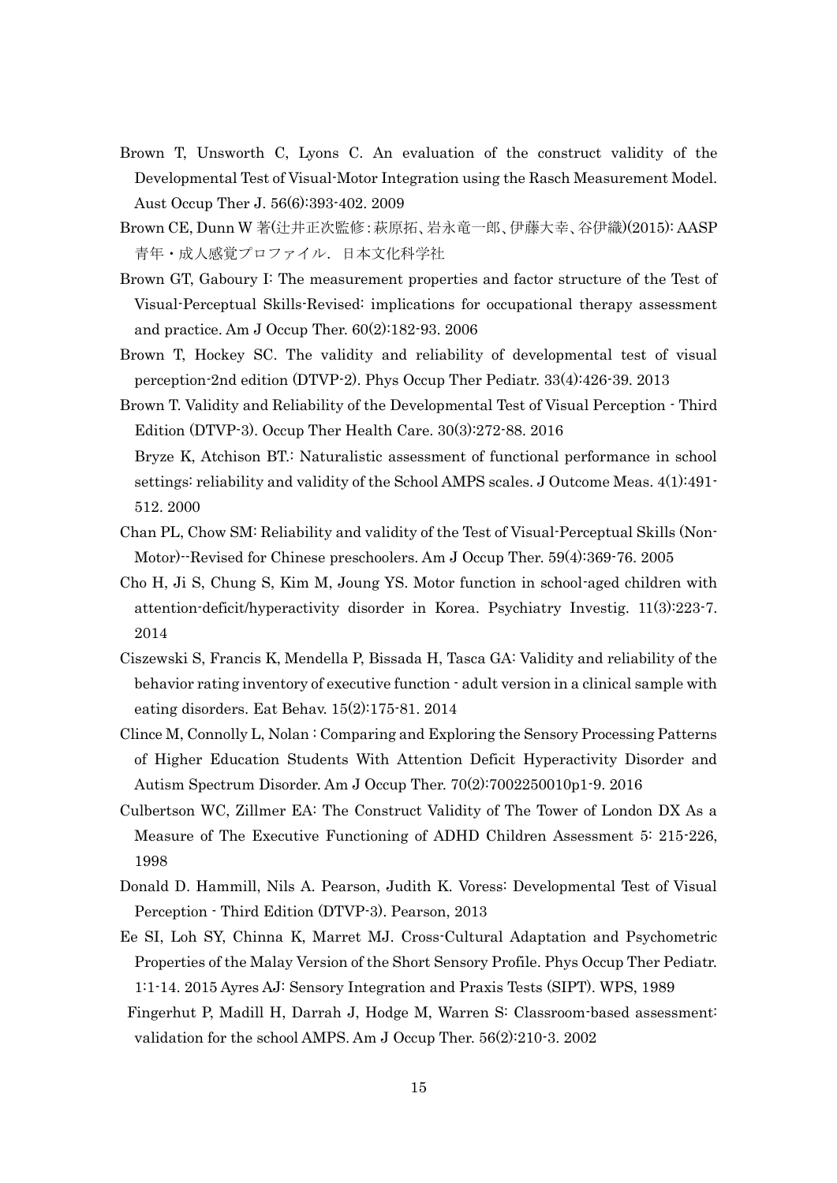Brown T, Unsworth C, Lyons C. An evaluation of the construct validity of the Developmental Test of Visual-Motor Integration using the Rasch Measurement Model. Aust Occup Ther J. 56(6):393-402. 2009

Brown CE, Dunn W 著(辻井正次監修：萩原拓、岩永竜一郎、伊藤大幸、谷伊織)(2015): AASP 青年・成人感覚プロファイル．日本文化科学社

Brown GT, Gaboury I: The measurement properties and factor structure of the Test of Visual-Perceptual Skills-Revised: implications for occupational therapy assessment and practice. Am J Occup Ther. 60(2):182-93. 2006

Brown T, Hockey SC. The validity and reliability of developmental test of visual perception-2nd edition (DTVP-2). Phys Occup Ther Pediatr. 33(4):426-39. 2013

Brown T. Validity and Reliability of the Developmental Test of Visual Perception - Third Edition (DTVP-3). Occup Ther Health Care. 30(3):272-88. 2016

Bryze K, Atchison BT.: Naturalistic assessment of functional performance in school settings: reliability and validity of the School AMPS scales. J Outcome Meas. 4(1):491-512. 2000

Chan PL, Chow SM: Reliability and validity of the Test of Visual-Perceptual Skills (Non-Motor)--Revised for Chinese preschoolers. Am J Occup Ther. 59(4):369-76. 2005

Cho H, Ji S, Chung S, Kim M, Joung YS. Motor function in school-aged children with attention-deficit/hyperactivity disorder in Korea. Psychiatry Investig. 11(3):223-7. 2014

Ciszewski S, Francis K, Mendella P, Bissada H, Tasca GA: Validity and reliability of the behavior rating inventory of executive function - adult version in a clinical sample with eating disorders. Eat Behav. 15(2):175-81. 2014

Clince M, Connolly L, Nolan : Comparing and Exploring the Sensory Processing Patterns of Higher Education Students With Attention Deficit Hyperactivity Disorder and Autism Spectrum Disorder. Am J Occup Ther. 70(2):7002250010p1-9. 2016

Culbertson WC, Zillmer EA: The Construct Validity of The Tower of London DX As a Measure of The Executive Functioning of ADHD Children Assessment 5: 215-226, 1998

Donald D. Hammill, Nils A. Pearson, Judith K. Voress: Developmental Test of Visual Perception - Third Edition (DTVP-3). Pearson, 2013

Ee SI, Loh SY, Chinna K, Marret MJ. Cross-Cultural Adaptation and Psychometric Properties of the Malay Version of the Short Sensory Profile. Phys Occup Ther Pediatr. 1:1-14. 2015 Ayres AJ: Sensory Integration and Praxis Tests (SIPT). WPS, 1989

Fingerhut P, Madill H, Darrah J, Hodge M, Warren S: Classroom-based assessment: validation for the school AMPS. Am J Occup Ther. 56(2):210-3. 2002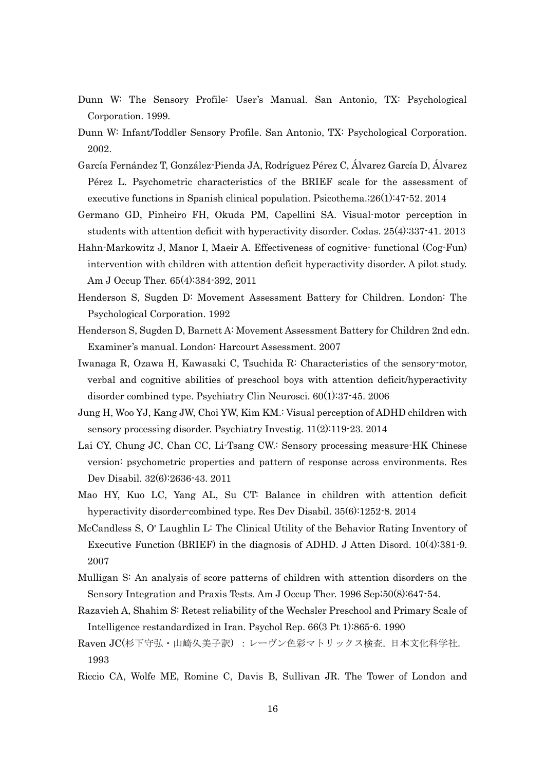Dunn W: The Sensory Profile: User's Manual. San Antonio, TX: Psychological Corporation. 1999.

Dunn W: Infant/Toddler Sensory Profile. San Antonio, TX: Psychological Corporation. 2002.

García Fernández T, González-Pienda JA, Rodríguez Pérez C, Álvarez García D, Álvarez Pérez L. Psychometric characteristics of the BRIEF scale for the assessment of executive functions in Spanish clinical population. Psicothema.;26(1):47-52. 2014

Germano GD, Pinheiro FH, Okuda PM, Capellini SA. Visual-motor perception in students with attention deficit with hyperactivity disorder. Codas. 25(4):337-41. 2013

Hahn-Markowitz J, Manor I, Maeir A. Effectiveness of cognitive- functional (Cog-Fun) intervention with children with attention deficit hyperactivity disorder. A pilot study. Am J Occup Ther. 65(4):384-392, 2011

Henderson S, Sugden D: Movement Assessment Battery for Children. London: The Psychological Corporation. 1992

Henderson S, Sugden D, Barnett A: Movement Assessment Battery for Children 2nd edn. Examiner's manual. London: Harcourt Assessment. 2007

Iwanaga R, Ozawa H, Kawasaki C, Tsuchida R: Characteristics of the sensory-motor, verbal and cognitive abilities of preschool boys with attention deficit/hyperactivity disorder combined type. Psychiatry Clin Neurosci. 60(1):37-45. 2006

Jung H, Woo YJ, Kang JW, Choi YW, Kim KM.: Visual perception of ADHD children with sensory processing disorder. Psychiatry Investig. 11(2):119-23. 2014

Lai CY, Chung JC, Chan CC, Li-Tsang CW.: Sensory processing measure-HK Chinese version: psychometric properties and pattern of response across environments. Res Dev Disabil. 32(6):2636-43. 2011

Mao HY, Kuo LC, Yang AL, Su CT: Balance in children with attention deficit hyperactivity disorder-combined type. Res Dev Disabil. 35(6):1252-8. 2014

McCandless S, O' Laughlin L: The Clinical Utility of the Behavior Rating Inventory of Executive Function (BRIEF) in the diagnosis of ADHD. J Atten Disord. 10(4):381-9. 2007

Mulligan S: An analysis of score patterns of children with attention disorders on the Sensory Integration and Praxis Tests. Am J Occup Ther. 1996 Sep;50(8):647-54.

Razavieh A, Shahim S: Retest reliability of the Wechsler Preschool and Primary Scale of Intelligence restandardized in Iran. Psychol Rep. 66(3 Pt 1):865-6. 1990

Raven JC(杉下守弘・山崎久美子訳）：レーヴン色彩マトリックス検査. 日本文化科学社. 1993

Riccio CA, Wolfe ME, Romine C, Davis B, Sullivan JR. The Tower of London and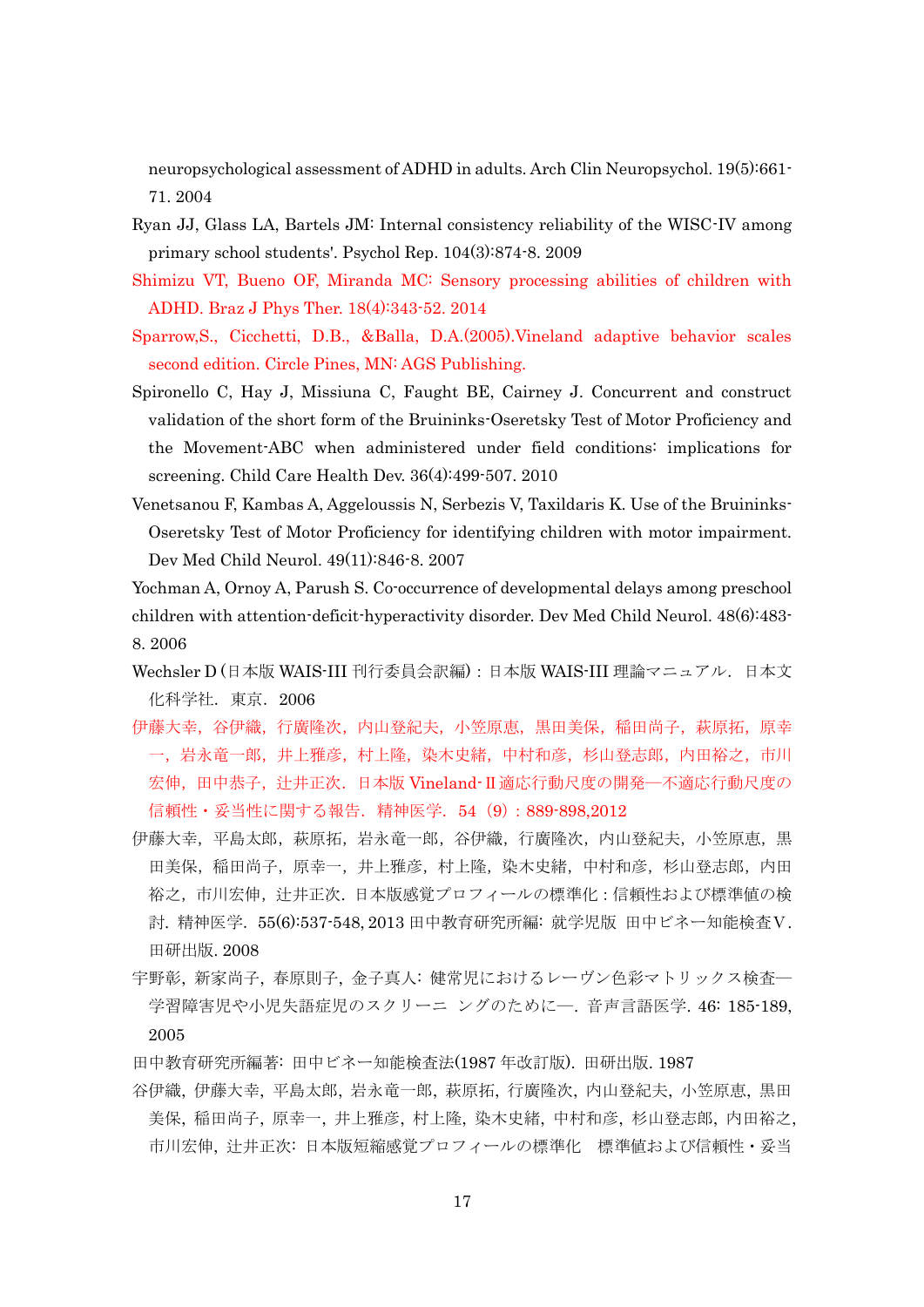neuropsychological assessment of ADHD in adults. Arch Clin Neuropsychol. 19(5):661-71. 2004

Ryan JJ, Glass LA, Bartels JM: Internal consistency reliability of the WISC-IV among primary school students'. Psychol Rep. 104(3):874-8. 2009

Shimizu VT, Bueno OF, Miranda MC: Sensory processing abilities of children with ADHD. Braz J Phys Ther. 18(4):343-52. 2014

Sparrow,S., Cicchetti, D.B., &Balla, D.A.(2005).Vineland adaptive behavior scales second edition. Circle Pines, MN: AGS Publishing.

Spironello C, Hay J, Missiuna C, Faught BE, Cairney J. Concurrent and construct validation of the short form of the Bruininks-Oseretsky Test of Motor Proficiency and the Movement-ABC when administered under field conditions: implications for screening. Child Care Health Dev. 36(4):499-507. 2010

Venetsanou F, Kambas A, Aggeloussis N, Serbezis V, Taxildaris K. Use of the Bruininks-Oseretsky Test of Motor Proficiency for identifying children with motor impairment. Dev Med Child Neurol. 49(11):846-8. 2007

Yochman A, Ornoy A, Parush S. Co-occurrence of developmental delays among preschool children with attention-deficit-hyperactivity disorder. Dev Med Child Neurol. 48(6):483-8. 2006

Wechsler D (日本版 WAIS-III 刊行委員会訳編)：日本版 WAIS-III 理論マニュアル．日本文化科学社．東京．2006

伊藤大幸，谷伊織，行廣隆次，内山登紀夫，小笠原恵，黒田美保，稲田尚子，萩原拓，原幸一，岩永竜一郎，井上雅彦，村上隆，染木史緒，中村和彦，杉山登志郎，内田裕之，市川宏伸，田中恭子，辻井正次．日本版 Vineland-Ⅱ適応行動尺度の開発―不適応行動尺度の信頼性・妥当性に関する報告．精神医学．54（9）：889-898,2012

伊藤大幸，平島太郎，萩原拓，岩永竜一郎，谷伊織，行廣隆次，内山登紀夫，小笠原恵，黒田美保，稲田尚子，原幸一，井上雅彦，村上隆，染木史緒，中村和彦，杉山登志郎，内田裕之，市川宏伸，辻井正次．日本版感覚プロフィールの標準化：信頼性および標準値の検討．精神医学．55(6):537-548, 2013 田中教育研究所編: 就学児版 田中ビネー知能検査Ｖ．田研出版. 2008

宇野彰，新家尚子，春原則子，金子真人: 健常児におけるレーヴン色彩マトリックス検査―学習障害児や小児失語症児のスクリーニ ングのために―．音声言語医学．46: 185-189, 2005

田中教育研究所編著: 田中ビネー知能検査法(1987 年改訂版)．田研出版. 1987

谷伊織，伊藤大幸，平島太郎，岩永竜一郎，萩原拓，行廣隆次，内山登紀夫，小笠原恵，黒田美保，稲田尚子，原幸一，井上雅彦，村上隆，染木史緒，中村和彦，杉山登志郎，内田裕之，市川宏伸，辻井正次: 日本版短縮感覚プロフィールの標準化　標準値および信頼性・妥当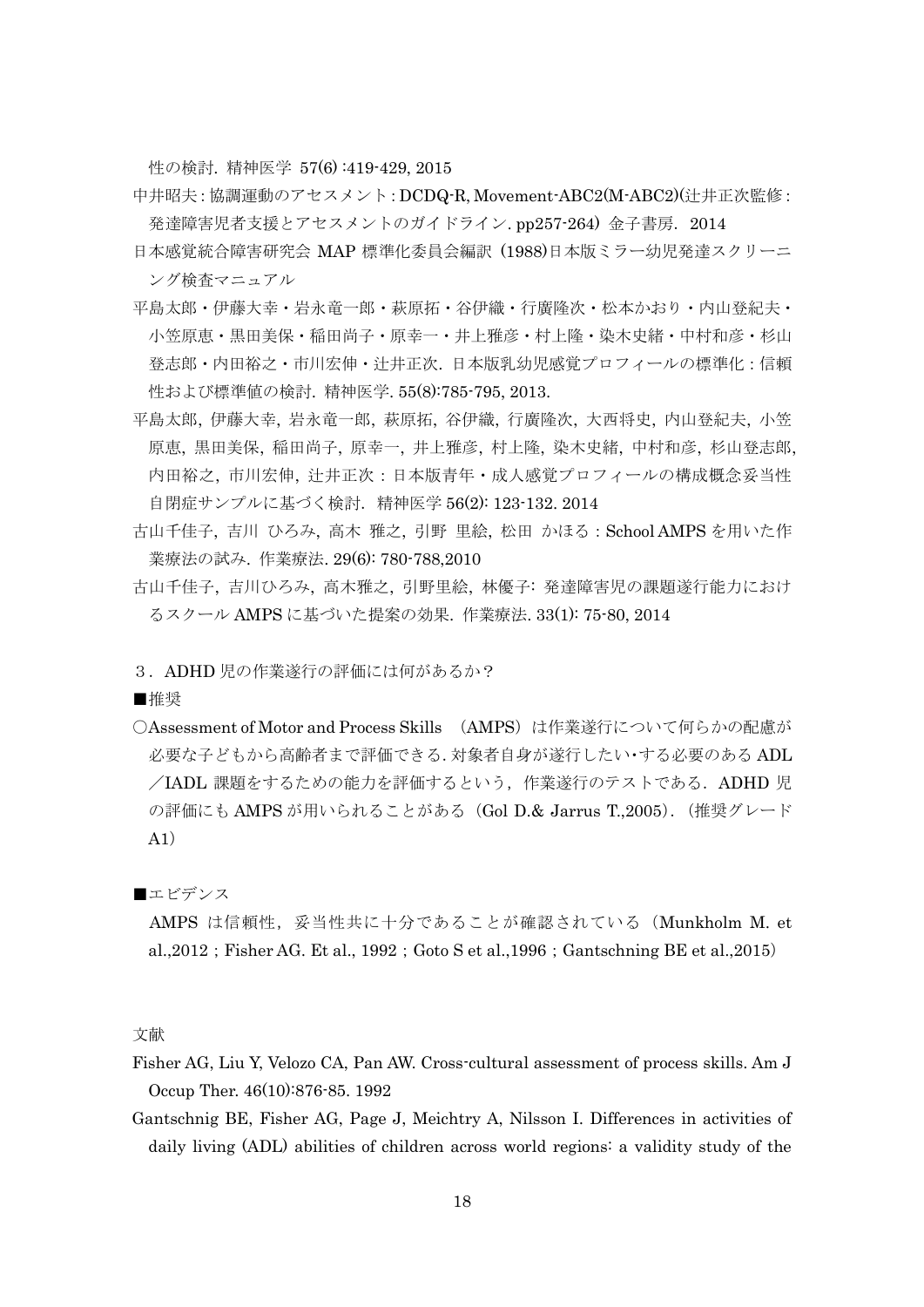性の検討. 精神医学 57(6) :419-429, 2015

中井昭夫 : 協調運動のアセスメント : DCDQ-R, Movement-ABC2(M-ABC2)(辻井正次監修 : 発達障害児者支援とアセスメントのガイドライン. pp257-264) 金子書房. 2014

日本感覚統合障害研究会 MAP 標準化委員会編訳 (1988)日本版ミラー幼児発達スクリーニング検査マニュアル

平島太郎・伊藤大幸・岩永竜一郎・萩原拓・谷伊織・行廣隆次・松本かおり・内山登紀夫・小笠原恵・黒田美保・稲田尚子・原幸一・井上雅彦・村上隆・染木史緒・中村和彦・杉山登志郎・内田裕之・市川宏伸・辻井正次. 日本版乳幼児感覚プロフィールの標準化 : 信頼性および標準値の検討. 精神医学. 55(8):785-795, 2013.

平島太郎, 伊藤大幸, 岩永竜一郎, 萩原拓, 谷伊織, 行廣隆次, 大西将史, 内山登紀夫, 小笠原恵, 黒田美保, 稲田尚子, 原幸一, 井上雅彦, 村上隆, 染木史緒, 中村和彦, 杉山登志郎, 内田裕之, 市川宏伸, 辻井正次 : 日本版青年・成人感覚プロフィールの構成概念妥当性 自閉症サンプルに基づく検討. 精神医学 56(2): 123-132. 2014

古山千佳子, 吉川 ひろみ, 高木 雅之, 引野 里絵, 松田 かほる : School AMPS を用いた作業療法の試み. 作業療法. 29(6): 780-788,2010

古山千佳子, 吉川ひろみ, 高木雅之, 引野里絵, 林優子: 発達障害児の課題遂行能力におけるスクール AMPS に基づいた提案の効果. 作業療法. 33(1): 75-80, 2014

３．ADHD 児の作業遂行の評価には何があるか？

■推奨

○Assessment of Motor and Process Skills (AMPS) は作業遂行について何らかの配慮が必要な子どもから高齢者まで評価できる. 対象者自身が遂行したい･する必要のある ADL／IADL 課題をするための能力を評価するという, 作業遂行のテストである. ADHD 児の評価にも AMPS が用いられることがある (Gol D.& Jarrus T.,2005). (推奨グレード A1)

■エビデンス

AMPS は信頼性, 妥当性共に十分であることが確認されている (Munkholm M. et al.,2012 ; Fisher AG. Et al., 1992 ; Goto S et al.,1996 ; Gantschning BE et al.,2015)

文献

Fisher AG, Liu Y, Velozo CA, Pan AW. Cross-cultural assessment of process skills. Am J Occup Ther. 46(10):876-85. 1992

Gantschnig BE, Fisher AG, Page J, Meichtry A, Nilsson I. Differences in activities of daily living (ADL) abilities of children across world regions: a validity study of the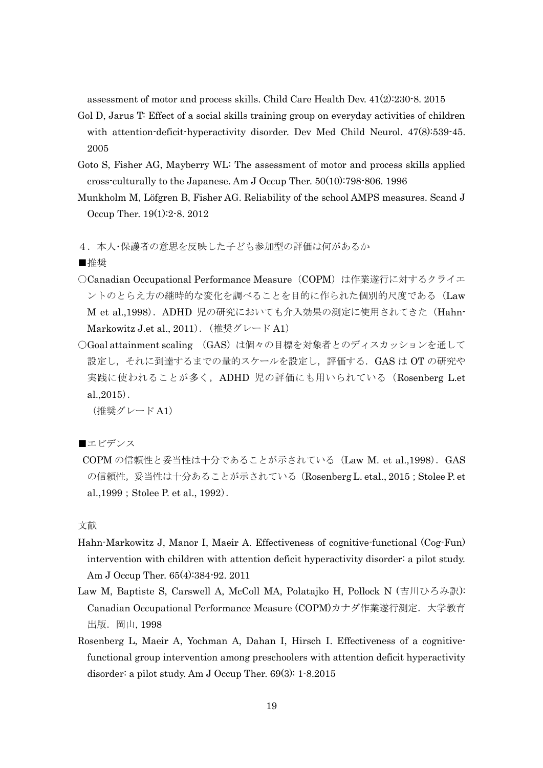assessment of motor and process skills. Child Care Health Dev. 41(2):230-8. 2015

Gol D, Jarus T: Effect of a social skills training group on everyday activities of children with attention-deficit-hyperactivity disorder. Dev Med Child Neurol. 47(8):539-45. 2005

Goto S, Fisher AG, Mayberry WL: The assessment of motor and process skills applied cross-culturally to the Japanese. Am J Occup Ther. 50(10):798-806. 1996

Munkholm M, Löfgren B, Fisher AG. Reliability of the school AMPS measures. Scand J Occup Ther. 19(1):2-8. 2012

４．本人･保護者の意思を反映した子ども参加型の評価は何があるか

■推奨

○Canadian Occupational Performance Measure（COPM）は作業遂行に対するクライエントのとらえ方の継時的な変化を調べることを目的に作られた個別的尺度である（Law M et al.,1998）．ADHD 児の研究においても介入効果の測定に使用されてきた（Hahn-Markowitz J.et al., 2011）．（推奨グレード A1）

○Goal attainment scaling （GAS）は個々の目標を対象者とのディスカッションを通して設定し，それに到達するまでの量的スケールを設定し，評価する．GAS は OT の研究や実践に使われることが多く，ADHD 児の評価にも用いられている（Rosenberg L.et al.,2015）.
（推奨グレード A1）

■エビデンス

COPM の信頼性と妥当性は十分であることが示されている（Law M. et al.,1998）．GAS の信頼性，妥当性は十分あることが示されている（Rosenberg L. etal., 2015 ; Stolee P. et al.,1999 ; Stolee P. et al., 1992）.

文献

Hahn-Markowitz J, Manor I, Maeir A. Effectiveness of cognitive-functional (Cog-Fun) intervention with children with attention deficit hyperactivity disorder: a pilot study. Am J Occup Ther. 65(4):384-92. 2011

Law M, Baptiste S, Carswell A, McColl MA, Polatajko H, Pollock N (吉川ひろみ訳): Canadian Occupational Performance Measure (COPM)カナダ作業遂行測定．大学教育出版．岡山, 1998

Rosenberg L, Maeir A, Yochman A, Dahan I, Hirsch I. Effectiveness of a cognitive-functional group intervention among preschoolers with attention deficit hyperactivity disorder: a pilot study. Am J Occup Ther. 69(3): 1-8.2015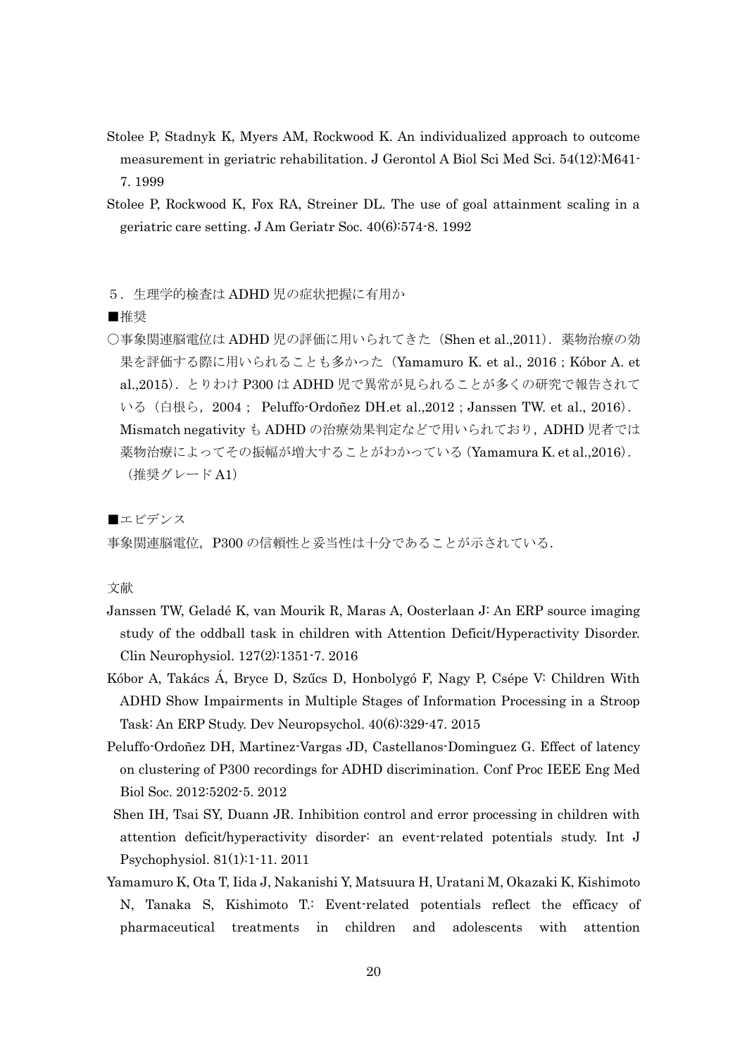Stolee P, Stadnyk K, Myers AM, Rockwood K. An individualized approach to outcome measurement in geriatric rehabilitation. J Gerontol A Biol Sci Med Sci. 54(12):M641-7. 1999

Stolee P, Rockwood K, Fox RA, Streiner DL. The use of goal attainment scaling in a geriatric care setting. J Am Geriatr Soc. 40(6):574-8. 1992

５．生理学的検査は ADHD 児の症状把握に有用か

■推奨

○事象関連脳電位は ADHD 児の評価に用いられてきた（Shen et al.,2011）．薬物治療の効果を評価する際に用いられることも多かった（Yamamuro K. et al., 2016；Kóbor A. et al.,2015）．とりわけ P300 は ADHD 児で異常が見られることが多くの研究で報告されている（白根ら，2004； Peluffo-Ordoñez DH.et al.,2012；Janssen TW. et al., 2016）．Mismatch negativity も ADHD の治療効果判定などで用いられており，ADHD 児者では薬物治療によってその振幅が増大することがわかっている（Yamamura K. et al.,2016）．（推奨グレード A1）

■エビデンス

事象関連脳電位，P300 の信頼性と妥当性は十分であることが示されている．

文献

Janssen TW, Geladé K, van Mourik R, Maras A, Oosterlaan J: An ERP source imaging study of the oddball task in children with Attention Deficit/Hyperactivity Disorder. Clin Neurophysiol. 127(2):1351-7. 2016

Kóbor A, Takács Á, Bryce D, Szűcs D, Honbolygó F, Nagy P, Csépe V: Children With ADHD Show Impairments in Multiple Stages of Information Processing in a Stroop Task: An ERP Study. Dev Neuropsychol. 40(6):329-47. 2015

Peluffo-Ordoñez DH, Martinez-Vargas JD, Castellanos-Dominguez G. Effect of latency on clustering of P300 recordings for ADHD discrimination. Conf Proc IEEE Eng Med Biol Soc. 2012:5202-5. 2012

Shen IH, Tsai SY, Duann JR. Inhibition control and error processing in children with attention deficit/hyperactivity disorder: an event-related potentials study. Int J Psychophysiol. 81(1):1-11. 2011

Yamamuro K, Ota T, Iida J, Nakanishi Y, Matsuura H, Uratani M, Okazaki K, Kishimoto N, Tanaka S, Kishimoto T.: Event-related potentials reflect the efficacy of pharmaceutical treatments in children and adolescents with attention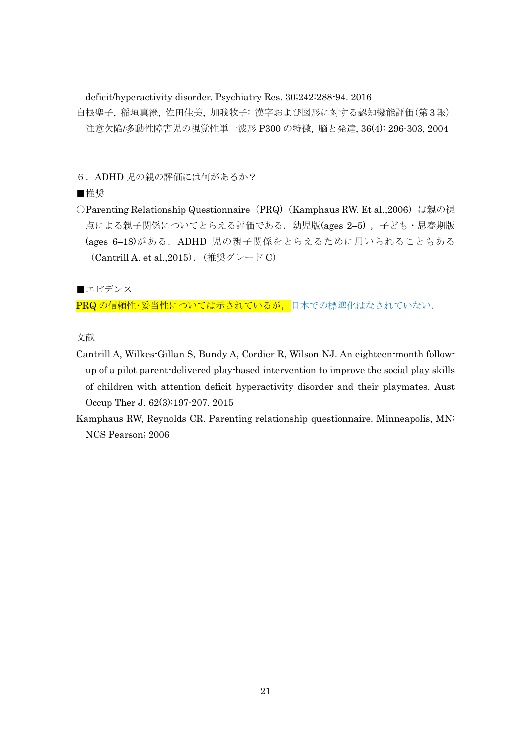deficit/hyperactivity disorder. Psychiatry Res. 30;242:288-94. 2016

白根聖子, 稲垣真澄, 佐田佳美, 加我牧子: 漢字および図形に対する認知機能評価(第３報) 注意欠陥/多動性障害児の視覚性単一波形 P300 の特徴, 脳と発達, 36(4): 296-303, 2004

## ６．ADHD 児の親の評価には何があるか？

■推奨

○Parenting Relationship Questionnaire（PRQ）（Kamphaus RW. Et al.,2006）は親の視点による親子関係についてとらえる評価である．幼児版(ages 2–5)，子ども・思春期版(ages 6–18)がある．ADHD 児の親子関係をとらえるために用いられることもある（Cantrill A. et al.,2015）．（推奨グレード C）

■エビデンス

PRQ の信頼性･妥当性については示されているが，日本での標準化はなされていない．

文献

Cantrill A, Wilkes-Gillan S, Bundy A, Cordier R, Wilson NJ. An eighteen-month follow-up of a pilot parent-delivered play-based intervention to improve the social play skills of children with attention deficit hyperactivity disorder and their playmates. Aust Occup Ther J. 62(3):197-207. 2015

Kamphaus RW, Reynolds CR. Parenting relationship questionnaire. Minneapolis, MN: NCS Pearson; 2006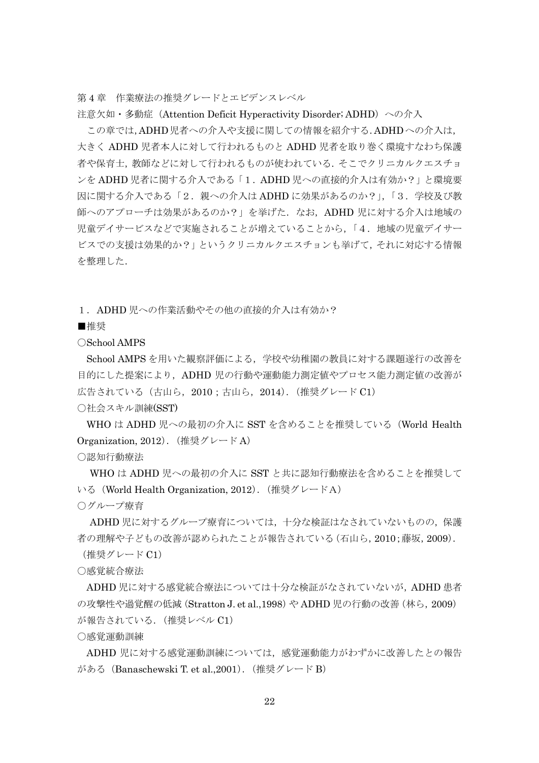## 第 4 章　作業療法の推奨グレードとエビデンスレベル

### 注意欠如・多動症（Attention Deficit Hyperactivity Disorder; ADHD）への介入

この章では，ADHD 児者への介入や支援に関しての情報を紹介する．ADHD への介入は，大きく ADHD 児者本人に対して行われるものと ADHD 児者を取り巻く環境すなわち保護者や保育士，教師などに対して行われるものが使われている．そこでクリニカルクエスチョンを ADHD 児者に関する介入である「1．ADHD 児への直接的介入は有効か？」と環境要因に関する介入である「2．親への介入は ADHD に効果があるのか？」，「3．学校及び教師へのアプローチは効果があるのか？」を挙げた．なお，ADHD 児に対する介入は地域の児童デイサービスなどで実施されることが増えていることから，「4．地域の児童デイサービスでの支援は効果的か？」というクリニカルクエスチョンも挙げて，それに対応する情報を整理した．

### 1．ADHD 児への作業活動やその他の直接的介入は有効か？

■推奨

○School AMPS

School AMPS を用いた観察評価による，学校や幼稚園の教員に対する課題遂行の改善を目的にした提案により，ADHD 児の行動や運動能力測定値やプロセス能力測定値の改善が広告されている（古山ら，2010；古山ら，2014）．（推奨グレード C1）

○社会スキル訓練(SST)

WHO は ADHD 児への最初の介入に SST を含めることを推奨している（World Health Organization, 2012）．（推奨グレード A）

○認知行動療法

WHO は ADHD 児への最初の介入に SST と共に認知行動療法を含めることを推奨している（World Health Organization, 2012）．（推奨グレード A）

○グループ療育

ADHD 児に対するグループ療育については，十分な検証はなされていないものの，保護者の理解や子どもの改善が認められたことが報告されている（石山ら，2010；藤坂，2009）．（推奨グレード C1）

○感覚統合療法

ADHD 児に対する感覚統合療法については十分な検証がなされていないが，ADHD 患者の攻撃性や過覚醒の低減（Stratton J. et al.,1998）や ADHD 児の行動の改善（林ら，2009）が報告されている．（推奨レベル C1）

○感覚運動訓練

ADHD 児に対する感覚運動訓練については，感覚運動能力がわずかに改善したとの報告がある（Banaschewski T. et al.,2001）．（推奨グレード B）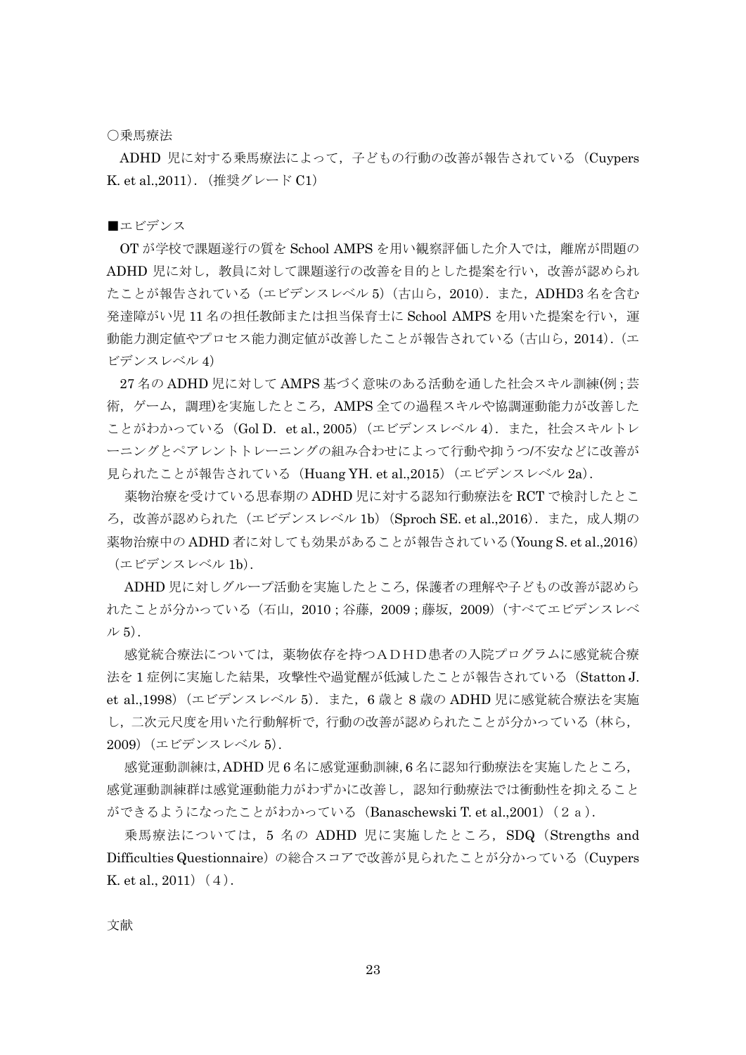○乗馬療法

ADHD 児に対する乗馬療法によって，子どもの行動の改善が報告されている（Cuypers K. et al.,2011）.（推奨グレード C1）

■エビデンス

OT が学校で課題遂行の質を School AMPS を用い観察評価した介入では，離席が問題の ADHD 児に対し，教員に対して課題遂行の改善を目的とした提案を行い，改善が認められたことが報告されている（エビデンスレベル 5）（古山ら，2010）．また，ADHD3 名を含む発達障がい児 11 名の担任教師または担当保育士に School AMPS を用いた提案を行い，運動能力測定値やプロセス能力測定値が改善したことが報告されている（古山ら，2014）．（エビデンスレベル 4）

27 名の ADHD 児に対して AMPS 基づく意味のある活動を通した社会スキル訓練(例；芸術，ゲーム，調理)を実施したところ，AMPS 全ての過程スキルや協調運動能力が改善したことがわかっている（Gol D.  et al., 2005）（エビデンスレベル 4）．また，社会スキルトレーニングとペアレントトレーニングの組み合わせによって行動や抑うつ/不安などに改善が見られたことが報告されている（Huang YH. et al.,2015）（エビデンスレベル 2a）．

薬物治療を受けている思春期の ADHD 児に対する認知行動療法を RCT で検討したところ，改善が認められた（エビデンスレベル 1b）（Sproch SE. et al.,2016）．また，成人期の薬物治療中の ADHD 者に対しても効果があることが報告されている(Young S. et al.,2016)（エビデンスレベル 1b）．

ADHD 児に対しグループ活動を実施したところ，保護者の理解や子どもの改善が認められたことが分かっている（石山，2010；谷藤，2009；藤坂，2009）（すべてエビデンスレベル 5）．

感覚統合療法については，薬物依存を持つＡＤＨＤ患者の入院プログラムに感覚統合療法を 1 症例に実施した結果，攻撃性や過覚醒が低減したことが報告されている（Statton J. et al.,1998）（エビデンスレベル 5）．また，6 歳と 8 歳の ADHD 児に感覚統合療法を実施し，二次元尺度を用いた行動解析で，行動の改善が認められたことが分かっている（林ら，2009）（エビデンスレベル 5）．

感覚運動訓練は，ADHD 児 6 名に感覚運動訓練，6 名に認知行動療法を実施したところ，感覚運動訓練群は感覚運動能力がわずかに改善し，認知行動療法では衝動性を抑えることができるようになったことがわかっている（Banaschewski T. et al.,2001）（２ａ）．

乗馬療法については，5 名の ADHD 児に実施したところ，SDQ（Strengths and Difficulties Questionnaire）の総合スコアで改善が見られたことが分かっている（Cuypers K. et al., 2011）（４）．

文献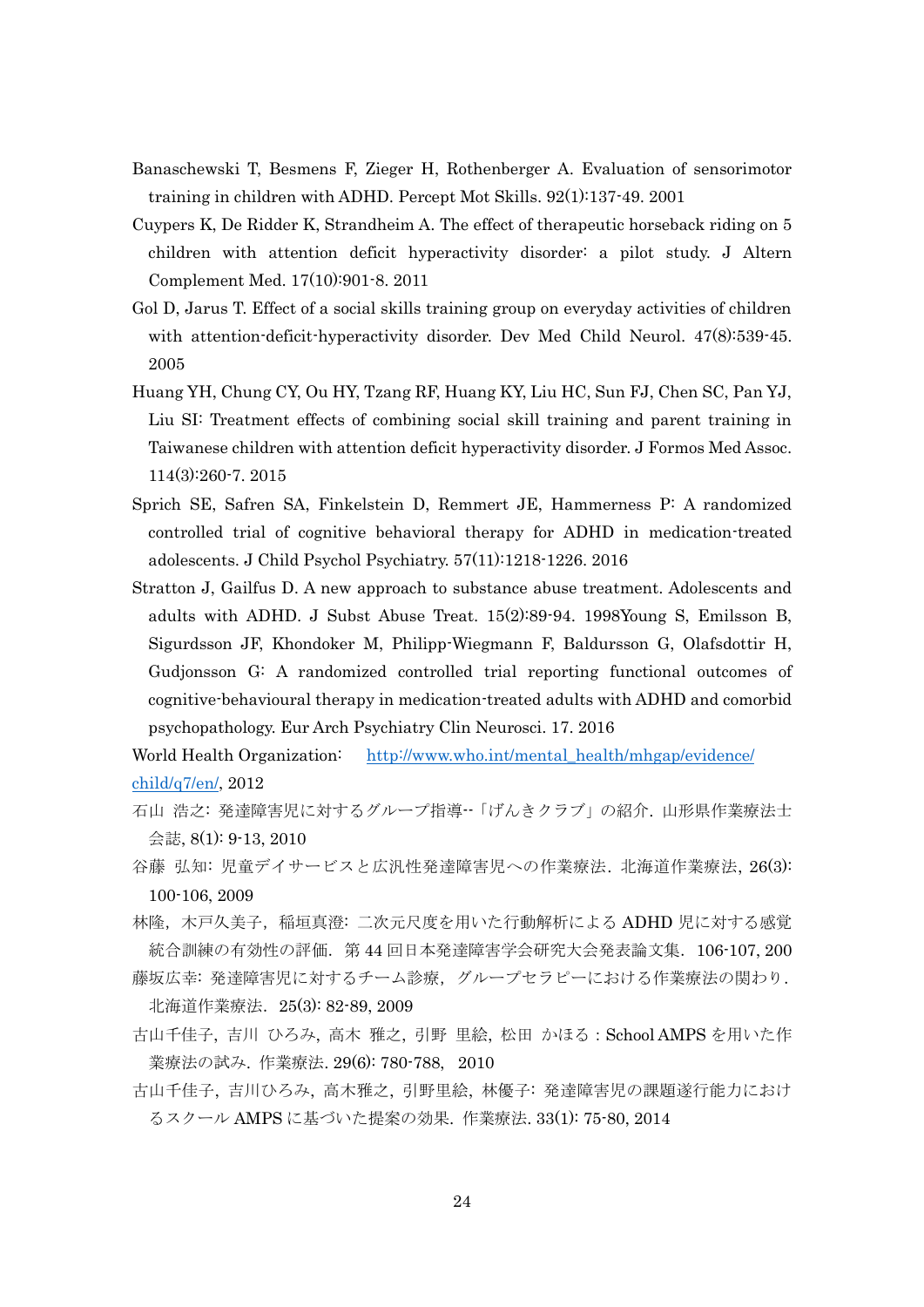Banaschewski T, Besmens F, Zieger H, Rothenberger A. Evaluation of sensorimotor training in children with ADHD. Percept Mot Skills. 92(1):137-49. 2001

Cuypers K, De Ridder K, Strandheim A. The effect of therapeutic horseback riding on 5 children with attention deficit hyperactivity disorder: a pilot study. J Altern Complement Med. 17(10):901-8. 2011

Gol D, Jarus T. Effect of a social skills training group on everyday activities of children with attention-deficit-hyperactivity disorder. Dev Med Child Neurol. 47(8):539-45. 2005

Huang YH, Chung CY, Ou HY, Tzang RF, Huang KY, Liu HC, Sun FJ, Chen SC, Pan YJ, Liu SI: Treatment effects of combining social skill training and parent training in Taiwanese children with attention deficit hyperactivity disorder. J Formos Med Assoc. 114(3):260-7. 2015

Sprich SE, Safren SA, Finkelstein D, Remmert JE, Hammerness P: A randomized controlled trial of cognitive behavioral therapy for ADHD in medication-treated adolescents. J Child Psychol Psychiatry. 57(11):1218-1226. 2016

Stratton J, Gailfus D. A new approach to substance abuse treatment. Adolescents and adults with ADHD. J Subst Abuse Treat. 15(2):89-94. 1998Young S, Emilsson B, Sigurdsson JF, Khondoker M, Philipp-Wiegmann F, Baldursson G, Olafsdottir H, Gudjonsson G: A randomized controlled trial reporting functional outcomes of cognitive-behavioural therapy in medication-treated adults with ADHD and comorbid psychopathology. Eur Arch Psychiatry Clin Neurosci. 17. 2016

World Health Organization: http://www.who.int/mental_health/mhgap/evidence/child/q7/en/, 2012

石山 浩之: 発達障害児に対するグループ指導--「げんきクラブ」の紹介. 山形県作業療法士会誌, 8(1): 9-13, 2010

谷藤 弘知: 児童デイサービスと広汎性発達障害児への作業療法. 北海道作業療法, 26(3): 100-106, 2009

林隆，木戸久美子，稲垣真澄: 二次元尺度を用いた行動解析による ADHD 児に対する感覚統合訓練の有効性の評価. 第 44 回日本発達障害学会研究大会発表論文集. 106-107, 200

藤坂広幸: 発達障害児に対するチーム診療，グループセラピーにおける作業療法の関わり. 北海道作業療法. 25(3): 82-89, 2009

古山千佳子，吉川 ひろみ，高木 雅之，引野 里絵，松田 かほる : School AMPS を用いた作業療法の試み. 作業療法. 29(6): 780-788, 2010

古山千佳子，吉川ひろみ，高木雅之，引野里絵，林優子: 発達障害児の課題遂行能力におけるスクール AMPS に基づいた提案の効果. 作業療法. 33(1): 75-80, 2014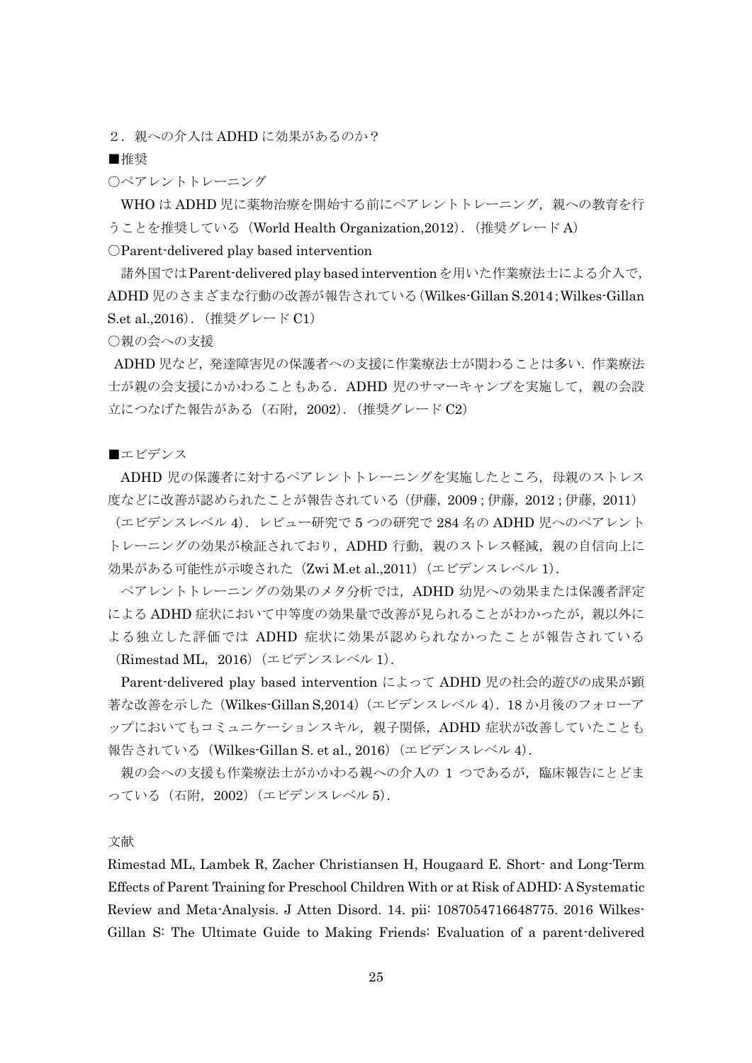## ２．親への介入は ADHD に効果があるのか？

■推奨

○ペアレントトレーニング

WHO は ADHD 児に薬物治療を開始する前にペアレントトレーニング，親への教育を行うことを推奨している（World Health Organization,2012）．（推奨グレード A）

○Parent-delivered play based intervention

諸外国では Parent-delivered play based intervention を用いた作業療法士による介入で，ADHD 児のさまざまな行動の改善が報告されている（Wilkes-Gillan S.2014；Wilkes-Gillan S.et al.,2016）．（推奨グレード C1）

○親の会への支援

ADHD 児など，発達障害児の保護者への支援に作業療法士が関わることは多い．作業療法士が親の会支援にかかわることもある．ADHD 児のサマーキャンプを実施して，親の会設立につなげた報告がある（石附，2002）．（推奨グレード C2）

■エビデンス

ADHD 児の保護者に対するペアレントトレーニングを実施したところ，母親のストレス度などに改善が認められたことが報告されている（伊藤，2009；伊藤，2012；伊藤，2011）（エビデンスレベル 4）．レビュー研究で 5 つの研究で 284 名の ADHD 児へのペアレントトレーニングの効果が検証されており，ADHD 行動，親のストレス軽減，親の自信向上に効果がある可能性が示唆された（Zwi M.et al.,2011）（エビデンスレベル 1）．

ペアレントトレーニングの効果のメタ分析では，ADHD 幼児への効果または保護者評定による ADHD 症状において中等度の効果量で改善が見られることがわかったが，親以外による独立した評価では ADHD 症状に効果が認められなかったことが報告されている（Rimestad ML，2016）（エビデンスレベル 1）．

Parent-delivered play based intervention によって ADHD 児の社会的遊びの成果が顕著な改善を示した（Wilkes-Gillan S,2014）（エビデンスレベル 4）．18 か月後のフォローアップにおいてもコミュニケーションスキル，親子関係，ADHD 症状が改善していたことも報告されている（Wilkes-Gillan S. et al., 2016）（エビデンスレベル 4）．

親の会への支援も作業療法士がかかわる親への介入の 1 つであるが，臨床報告にとどまっている（石附，2002）（エビデンスレベル 5）．

文献

Rimestad ML, Lambek R, Zacher Christiansen H, Hougaard E. Short- and Long-Term Effects of Parent Training for Preschool Children With or at Risk of ADHD: A Systematic Review and Meta-Analysis. J Atten Disord. 14. pii: 1087054716648775. 2016 Wilkes-Gillan S: The Ultimate Guide to Making Friends: Evaluation of a parent-delivered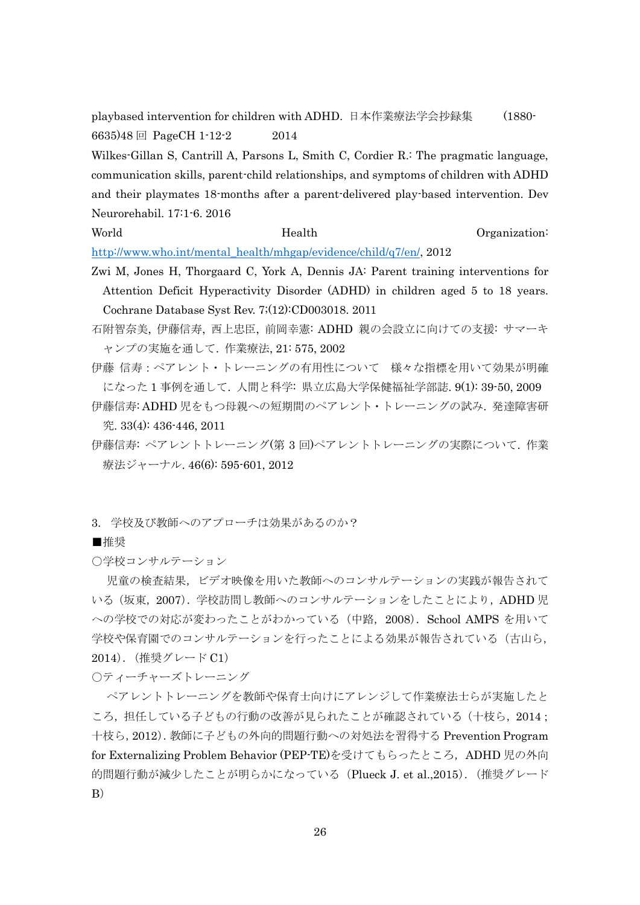playbased intervention for children with ADHD. 日本作業療法学会抄録集 (1880-6635)48 回 PageCH 1-12-2 2014

Wilkes-Gillan S, Cantrill A, Parsons L, Smith C, Cordier R.: The pragmatic language, communication skills, parent-child relationships, and symptoms of children with ADHD and their playmates 18-months after a parent-delivered play-based intervention. Dev Neurorehabil. 17:1-6. 2016

World Health Organization: http://www.who.int/mental_health/mhgap/evidence/child/q7/en/, 2012

Zwi M, Jones H, Thorgaard C, York A, Dennis JA: Parent training interventions for Attention Deficit Hyperactivity Disorder (ADHD) in children aged 5 to 18 years. Cochrane Database Syst Rev. 7;(12):CD003018. 2011

石附智奈美, 伊藤信寿, 西上忠臣, 前岡幸憲: ADHD 親の会設立に向けての支援: サマーキャンプの実施を通して. 作業療法, 21: 575, 2002

伊藤 信寿 : ペアレント・トレーニングの有用性について　様々な指標を用いて効果が明確になった 1 事例を通して. 人間と科学: 県立広島大学保健福祉学部誌. 9(1): 39-50, 2009

伊藤信寿: ADHD 児をもつ母親への短期間のペアレント・トレーニングの試み. 発達障害研究. 33(4): 436-446, 2011

伊藤信寿: ペアレントトレーニング(第 3 回)ペアレントトレーニングの実際について. 作業療法ジャーナル. 46(6): 595-601, 2012

3. 学校及び教師へのアプローチは効果があるのか？

■推奨

○学校コンサルテーション

児童の検査結果，ビデオ映像を用いた教師へのコンサルテーションの実践が報告されている（坂東，2007）. 学校訪問し教師へのコンサルテーションをしたことにより，ADHD 児への学校での対応が変わったことがわかっている（中路，2008）. School AMPS を用いて学校や保育園でのコンサルテーションを行ったことによる効果が報告されている（古山ら，2014）.（推奨グレード C1）

○ティーチャーズトレーニング

ペアレントトレーニングを教師や保育士向けにアレンジして作業療法士らが実施したところ，担任している子どもの行動の改善が見られたことが確認されている（十枝ら，2014；十枝ら，2012）. 教師に子どもの外向的問題行動への対処法を習得する Prevention Program for Externalizing Problem Behavior (PEP-TE)を受けてもらったところ，ADHD 児の外向的問題行動が減少したことが明らかになっている（Plueck J. et al.,2015）.（推奨グレード B）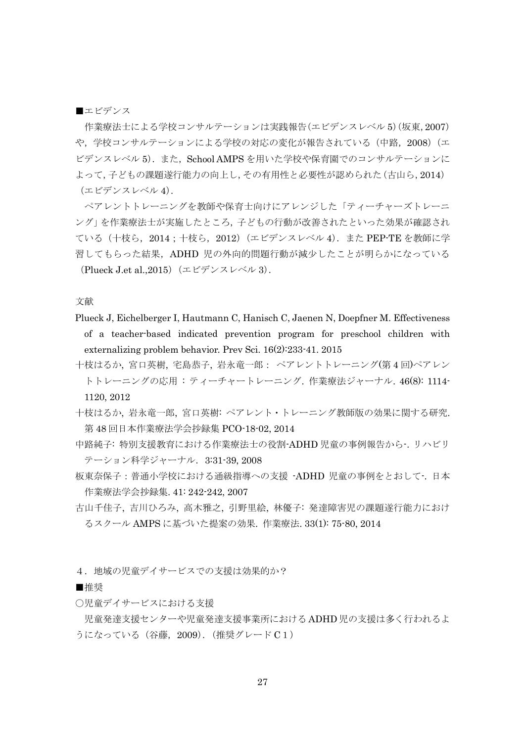■エビデンス

作業療法士による学校コンサルテーションは実践報告(エビデンスレベル 5)(坂東, 2007)や，学校コンサルテーションによる学校の対応の変化が報告されている（中路，2008）(エビデンスレベル 5)．また，School AMPS を用いた学校や保育園でのコンサルテーションによって, 子どもの課題遂行能力の向上し, その有用性と必要性が認められた(古山ら, 2014)（エビデンスレベル 4)．

ペアレントトレーニングを教師や保育士向けにアレンジした「ティーチャーズトレーニング」を作業療法士が実施したところ，子どもの行動が改善されたといった効果が確認されている（十枝ら，2014；十枝ら，2012）(エビデンスレベル 4)．また PEP-TE を教師に学習してもらった結果，ADHD 児の外向的問題行動が減少したことが明らかになっている（Plueck J.et al.,2015）(エビデンスレベル 3)．

文献

Plueck J, Eichelberger I, Hautmann C, Hanisch C, Jaenen N, Doepfner M. Effectiveness of a teacher-based indicated prevention program for preschool children with externalizing problem behavior. Prev Sci. 16(2):233-41. 2015

十枝はるか, 宮口英樹, 宅島恭子, 岩永竜一郎： ペアレントトレーニング(第 4 回)ペアレントトレーニングの応用 ：ティーチャートレーニング. 作業療法ジャーナル. 46(8): 1114-1120, 2012

十枝はるか, 岩永竜一郎, 宮口英樹: ペアレント・トレーニング教師版の効果に関する研究. 第 48 回日本作業療法学会抄録集 PCO-18-02, 2014

中路純子: 特別支援教育における作業療法士の役割-ADHD 児童の事例報告から-. リハビリテーション科学ジャーナル. 3:31-39, 2008

板東奈保子：普通小学校における通級指導への支援 -ADHD 児童の事例をとおして-. 日本作業療法学会抄録集. 41: 242-242, 2007

古山千佳子, 吉川ひろみ, 高木雅之, 引野里絵, 林優子: 発達障害児の課題遂行能力におけるスクール AMPS に基づいた提案の効果. 作業療法. 33(1): 75-80, 2014

４．地域の児童デイサービスでの支援は効果的か？

■推奨

○児童デイサービスにおける支援

児童発達支援センターや児童発達支援事業所における ADHD 児の支援は多く行われるようになっている（谷藤，2009）.（推奨グレード C１）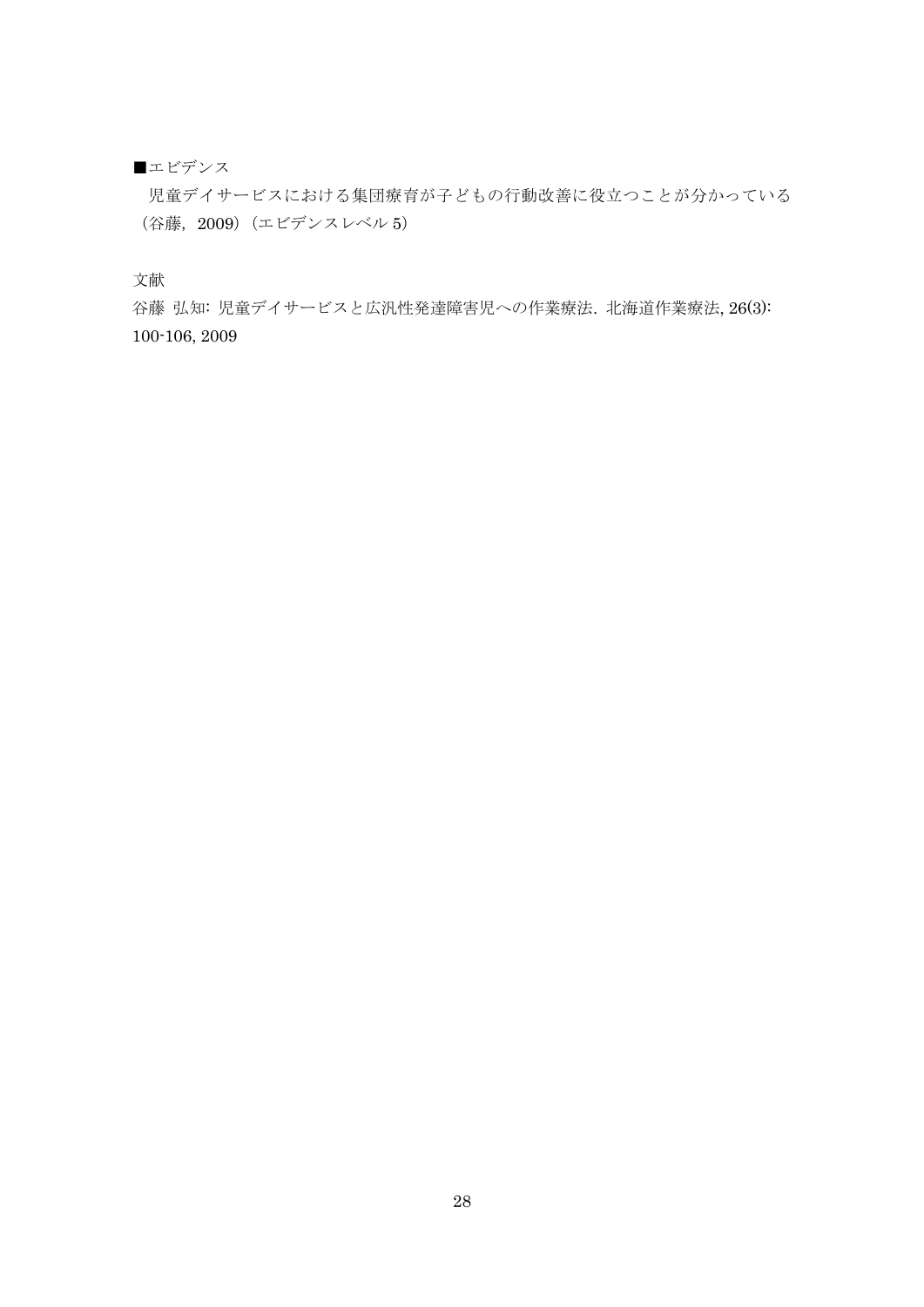■エビデンス

児童デイサービスにおける集団療育が子どもの行動改善に役立つことが分かっている（谷藤，2009）（エビデンスレベル 5）

文献

谷藤 弘知: 児童デイサービスと広汎性発達障害児への作業療法. 北海道作業療法, 26(3): 100-106, 2009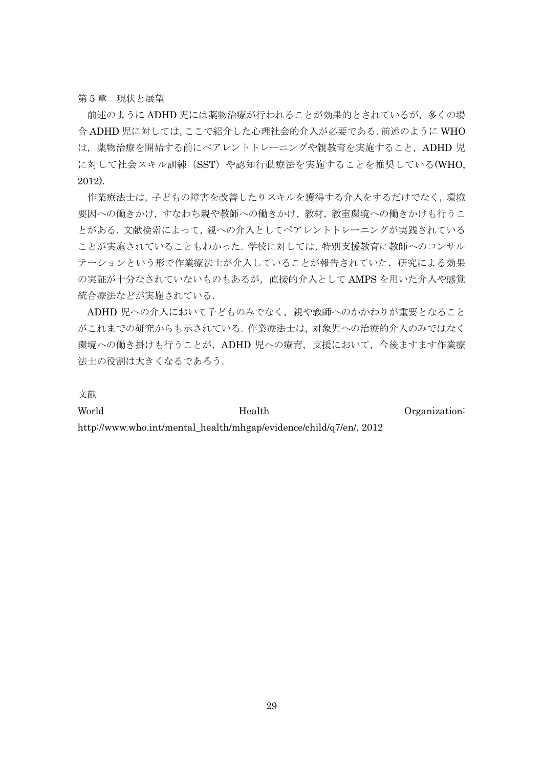## 第 5 章　現状と展望

前述のように ADHD 児には薬物治療が行われることが効果的とされているが，多くの場合 ADHD 児に対しては, ここで紹介した心理社会的介入が必要である. 前述のように WHO は，薬物治療を開始する前にペアレントトレーニングや親教育を実施すること，ADHD 児に対して社会スキル訓練（SST）や認知行動療法を実施することを推奨している(WHO, 2012).

作業療法士は，子どもの障害を改善したりスキルを獲得する介入をするだけでなく，環境要因への働きかけ，すなわち親や教師への働きかけ，教材，教室環境への働きかけも行うことがある．文献検索によって，親への介入としてペアレントトレーニングが実践されていることが実施されていることもわかった．学校に対しては，特別支援教育に教師へのコンサルテーションという形で作業療法士が介入していることが報告されていた．研究による効果の実証が十分なされていないものもあるが，直接的介入として AMPS を用いた介入や感覚統合療法などが実施されている．

ADHD 児への介入において子どものみでなく，親や教師へのかかわりが重要となることがこれまでの研究からも示されている．作業療法士は，対象児への治療的介入のみではなく環境への働き掛けも行うことが，ADHD 児への療育，支援において，今後ますます作業療法士の役割は大きくなるであろう．

## 文献

World Health Organization: http://www.who.int/mental_health/mhgap/evidence/child/q7/en/, 2012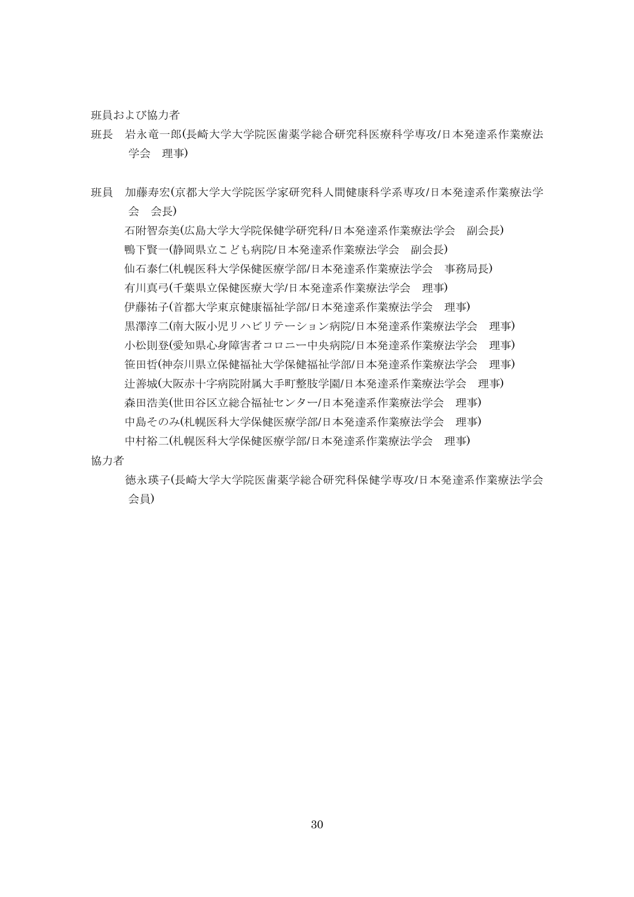班員および協力者

班長　岩永竜一郎(長崎大学大学院医歯薬学総合研究科医療科学専攻/日本発達系作業療法学会　理事)

班員　加藤寿宏(京都大学大学院医学家研究科人間健康科学系専攻/日本発達系作業療法学会　会長)

石附智奈美(広島大学大学院保健学研究科/日本発達系作業療法学会　副会長)

鴨下賢一(静岡県立こども病院/日本発達系作業療法学会　副会長)

仙石泰仁(札幌医科大学保健医療学部/日本発達系作業療法学会　事務局長)

有川真弓(千葉県立保健医療大学/日本発達系作業療法学会　理事)

伊藤祐子(首都大学東京健康福祉学部/日本発達系作業療法学会　理事)

黒澤淳二(南大阪小児リハビリテーション病院/日本発達系作業療法学会　理事)

小松則登(愛知県心身障害者コロニー中央病院/日本発達系作業療法学会　理事)

笹田哲(神奈川県立保健福祉大学保健福祉学部/日本発達系作業療法学会　理事)

辻善城(大阪赤十字病院附属大手町整肢学園/日本発達系作業療法学会　理事)

森田浩美(世田谷区立総合福祉センター/日本発達系作業療法学会　理事)

中島そのみ(札幌医科大学保健医療学部/日本発達系作業療法学会　理事)

中村裕二(札幌医科大学保健医療学部/日本発達系作業療法学会　理事)

協力者

徳永瑛子(長崎大学大学院医歯薬学総合研究科保健学専攻/日本発達系作業療法学会会員)